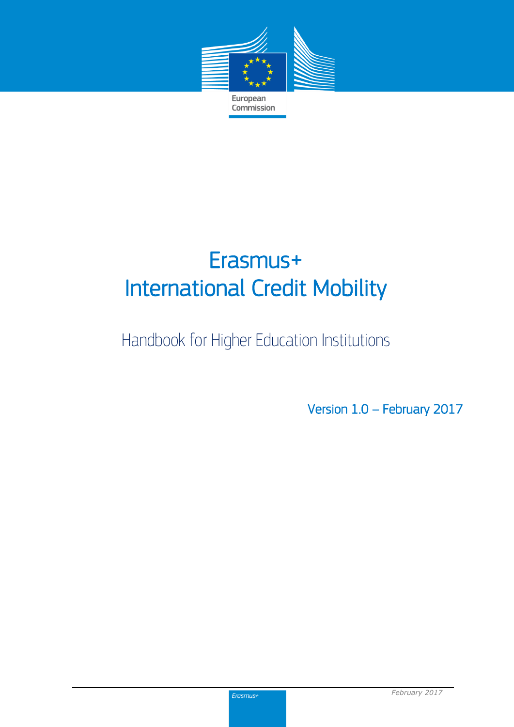European Commission

# Erasmus+
# International Credit Mobility

## Handbook for Higher Education Institutions

Version 1.0 – February 2017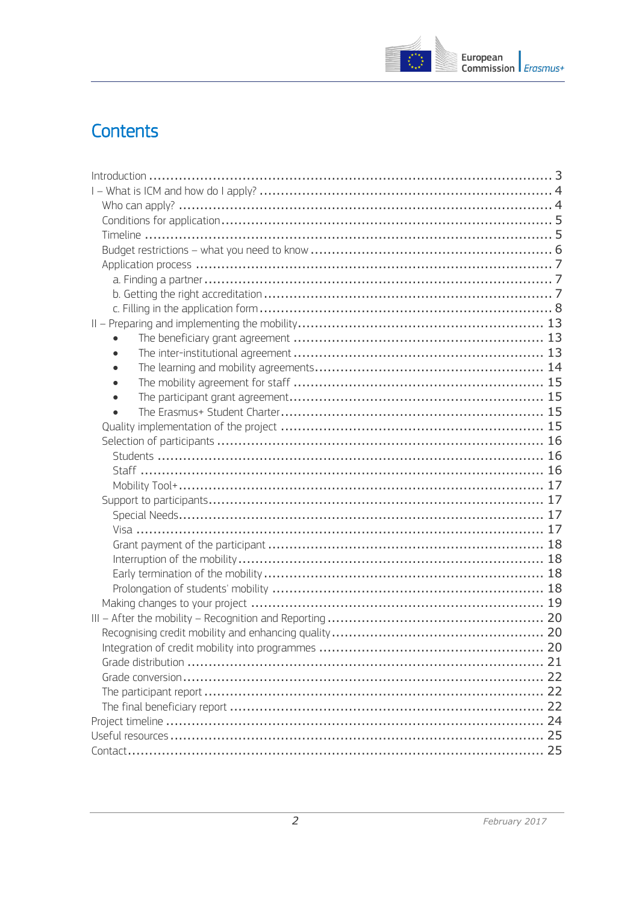# Contents

Introduction ........ 3

I – What is ICM and how do I apply? ........ 4

- Who can apply? ........ 4
- Conditions for application ........ 5
- Timeline ........ 5
- Budget restrictions – what you need to know ........ 6
- Application process ........ 7
  - a. Finding a partner ........ 7
  - b. Getting the right accreditation ........ 7
  - c. Filling in the application form ........ 8

II – Preparing and implementing the mobility ........ 13

- The beneficiary grant agreement ........ 13
- The inter-institutional agreement ........ 13
- The learning and mobility agreements ........ 14
- The mobility agreement for staff ........ 15
- The participant grant agreement ........ 15
- The Erasmus+ Student Charter ........ 15
- Quality implementation of the project ........ 15
- Selection of participants ........ 16
  - Students ........ 16
  - Staff ........ 16
  - Mobility Tool+ ........ 17
- Support to participants ........ 17
  - Special Needs ........ 17
  - Visa ........ 17
  - Grant payment of the participant ........ 18
  - Interruption of the mobility ........ 18
  - Early termination of the mobility ........ 18
  - Prolongation of students' mobility ........ 18
- Making changes to your project ........ 19

III – After the mobility – Recognition and Reporting ........ 20

- Recognising credit mobility and enhancing quality ........ 20
- Integration of credit mobility into programmes ........ 20
- Grade distribution ........ 21
- Grade conversion ........ 22
- The participant report ........ 22
- The final beneficiary report ........ 22

Project timeline ........ 24

Useful resources ........ 25

Contact ........ 25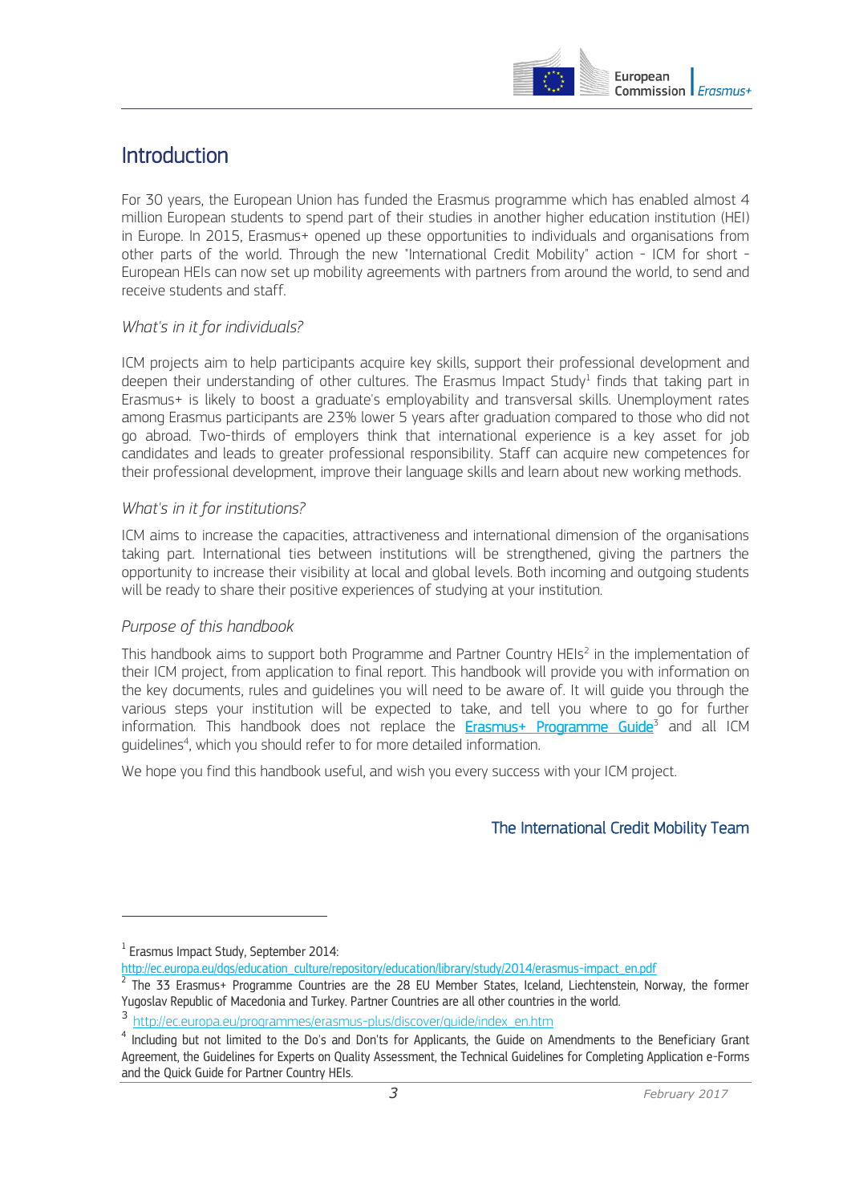# Introduction

For 30 years, the European Union has funded the Erasmus programme which has enabled almost 4 million European students to spend part of their studies in another higher education institution (HEI) in Europe. In 2015, Erasmus+ opened up these opportunities to individuals and organisations from other parts of the world. Through the new "International Credit Mobility" action - ICM for short - European HEIs can now set up mobility agreements with partners from around the world, to send and receive students and staff.

### *What's in it for individuals?*

ICM projects aim to help participants acquire key skills, support their professional development and deepen their understanding of other cultures. The Erasmus Impact Study[1] finds that taking part in Erasmus+ is likely to boost a graduate's employability and transversal skills. Unemployment rates among Erasmus participants are 23% lower 5 years after graduation compared to those who did not go abroad. Two-thirds of employers think that international experience is a key asset for job candidates and leads to greater professional responsibility. Staff can acquire new competences for their professional development, improve their language skills and learn about new working methods.

### *What's in it for institutions?*

ICM aims to increase the capacities, attractiveness and international dimension of the organisations taking part. International ties between institutions will be strengthened, giving the partners the opportunity to increase their visibility at local and global levels. Both incoming and outgoing students will be ready to share their positive experiences of studying at your institution.

### *Purpose of this handbook*

This handbook aims to support both Programme and Partner Country HEIs[2] in the implementation of their ICM project, from application to final report. This handbook will provide you with information on the key documents, rules and guidelines you will need to be aware of. It will guide you through the various steps your institution will be expected to take, and tell you where to go for further information. This handbook does not replace the [Erasmus+ Programme Guide](http://ec.europa.eu/programmes/erasmus-plus/discover/guide/index_en.htm)[3] and all ICM guidelines[4], which you should refer to for more detailed information.

We hope you find this handbook useful, and wish you every success with your ICM project.

The International Credit Mobility Team

---

[1] Erasmus Impact Study, September 2014: http://ec.europa.eu/dgs/education_culture/repository/education/library/study/2014/erasmus-impact_en.pdf

[2] The 33 Erasmus+ Programme Countries are the 28 EU Member States, Iceland, Liechtenstein, Norway, the former Yugoslav Republic of Macedonia and Turkey. Partner Countries are all other countries in the world.

[3] http://ec.europa.eu/programmes/erasmus-plus/discover/guide/index_en.htm

[4] Including but not limited to the Do's and Don'ts for Applicants, the Guide on Amendments to the Beneficiary Grant Agreement, the Guidelines for Experts on Quality Assessment, the Technical Guidelines for Completing Application e-Forms and the Quick Guide for Partner Country HEIs.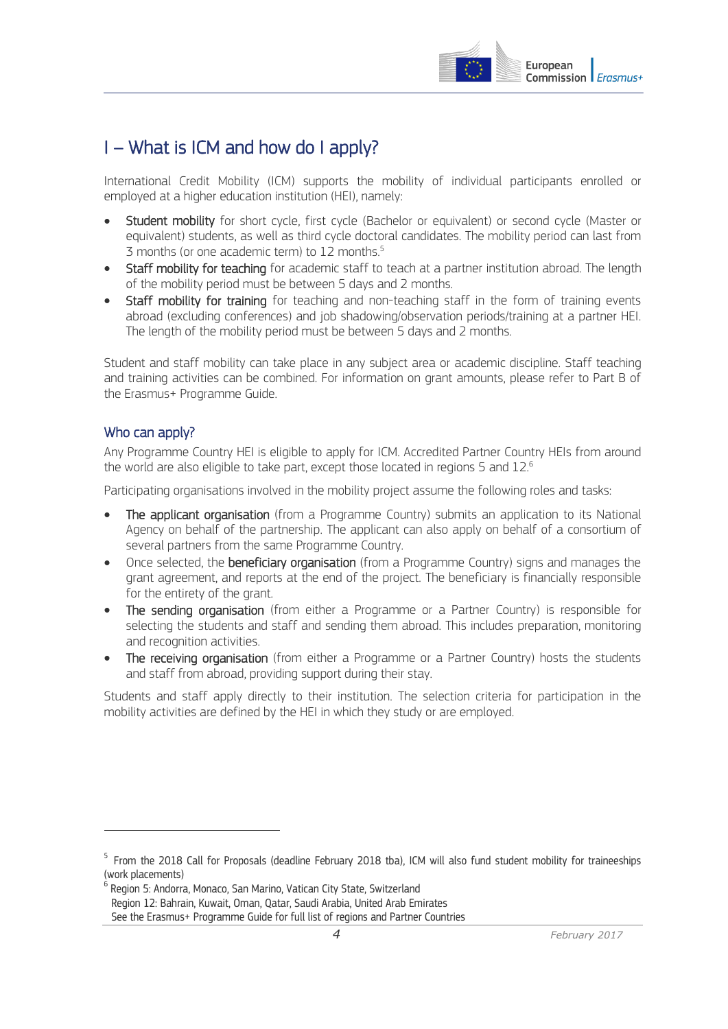# I – What is ICM and how do I apply?

International Credit Mobility (ICM) supports the mobility of individual participants enrolled or employed at a higher education institution (HEI), namely:

- **Student mobility** for short cycle, first cycle (Bachelor or equivalent) or second cycle (Master or equivalent) students, as well as third cycle doctoral candidates. The mobility period can last from 3 months (or one academic term) to 12 months.[5]
- **Staff mobility for teaching** for academic staff to teach at a partner institution abroad. The length of the mobility period must be between 5 days and 2 months.
- **Staff mobility for training** for teaching and non-teaching staff in the form of training events abroad (excluding conferences) and job shadowing/observation periods/training at a partner HEI. The length of the mobility period must be between 5 days and 2 months.

Student and staff mobility can take place in any subject area or academic discipline. Staff teaching and training activities can be combined. For information on grant amounts, please refer to Part B of the Erasmus+ Programme Guide.

## Who can apply?

Any Programme Country HEI is eligible to apply for ICM. Accredited Partner Country HEIs from around the world are also eligible to take part, except those located in regions 5 and 12.[6]

Participating organisations involved in the mobility project assume the following roles and tasks:

- **The applicant organisation** (from a Programme Country) submits an application to its National Agency on behalf of the partnership. The applicant can also apply on behalf of a consortium of several partners from the same Programme Country.
- Once selected, the **beneficiary organisation** (from a Programme Country) signs and manages the grant agreement, and reports at the end of the project. The beneficiary is financially responsible for the entirety of the grant.
- **The sending organisation** (from either a Programme or a Partner Country) is responsible for selecting the students and staff and sending them abroad. This includes preparation, monitoring and recognition activities.
- **The receiving organisation** (from either a Programme or a Partner Country) hosts the students and staff from abroad, providing support during their stay.

Students and staff apply directly to their institution. The selection criteria for participation in the mobility activities are defined by the HEI in which they study or are employed.

---

[5] From the 2018 Call for Proposals (deadline February 2018 tba), ICM will also fund student mobility for traineeships (work placements)

[6] Region 5: Andorra, Monaco, San Marino, Vatican City State, Switzerland
Region 12: Bahrain, Kuwait, Oman, Qatar, Saudi Arabia, United Arab Emirates
See the Erasmus+ Programme Guide for full list of regions and Partner Countries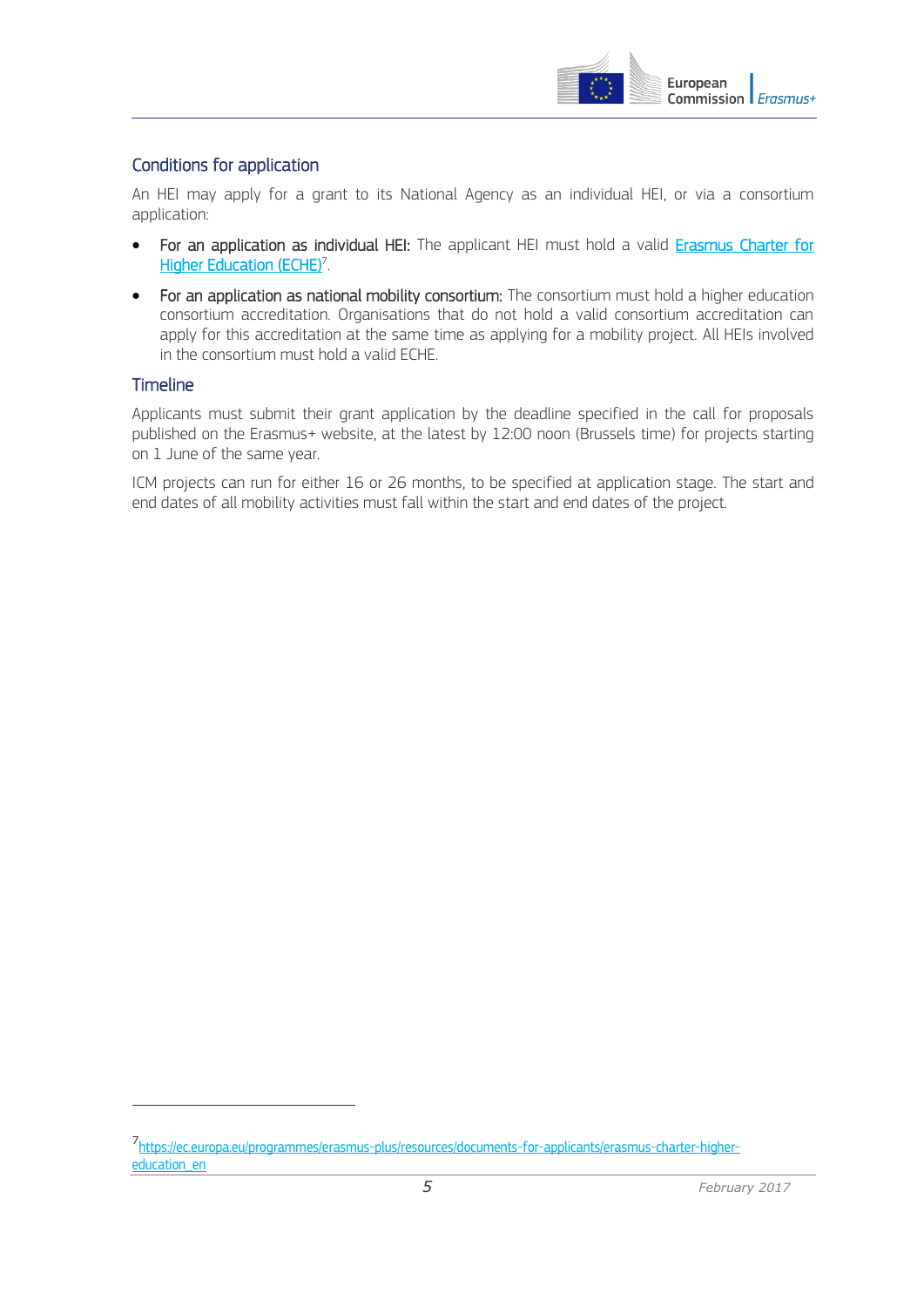### Conditions for application

An HEI may apply for a grant to its National Agency as an individual HEI, or via a consortium application:

- **For an application as individual HEI:** The applicant HEI must hold a valid [Erasmus Charter for Higher Education (ECHE)](https://ec.europa.eu/programmes/erasmus-plus/resources/documents-for-applicants/erasmus-charter-higher-education_en)[7].
- **For an application as national mobility consortium:** The consortium must hold a higher education consortium accreditation. Organisations that do not hold a valid consortium accreditation can apply for this accreditation at the same time as applying for a mobility project. All HEIs involved in the consortium must hold a valid ECHE.

### Timeline

Applicants must submit their grant application by the deadline specified in the call for proposals published on the Erasmus+ website, at the latest by 12:00 noon (Brussels time) for projects starting on 1 June of the same year.

ICM projects can run for either 16 or 26 months, to be specified at application stage. The start and end dates of all mobility activities must fall within the start and end dates of the project.

---

[7] https://ec.europa.eu/programmes/erasmus-plus/resources/documents-for-applicants/erasmus-charter-higher-education_en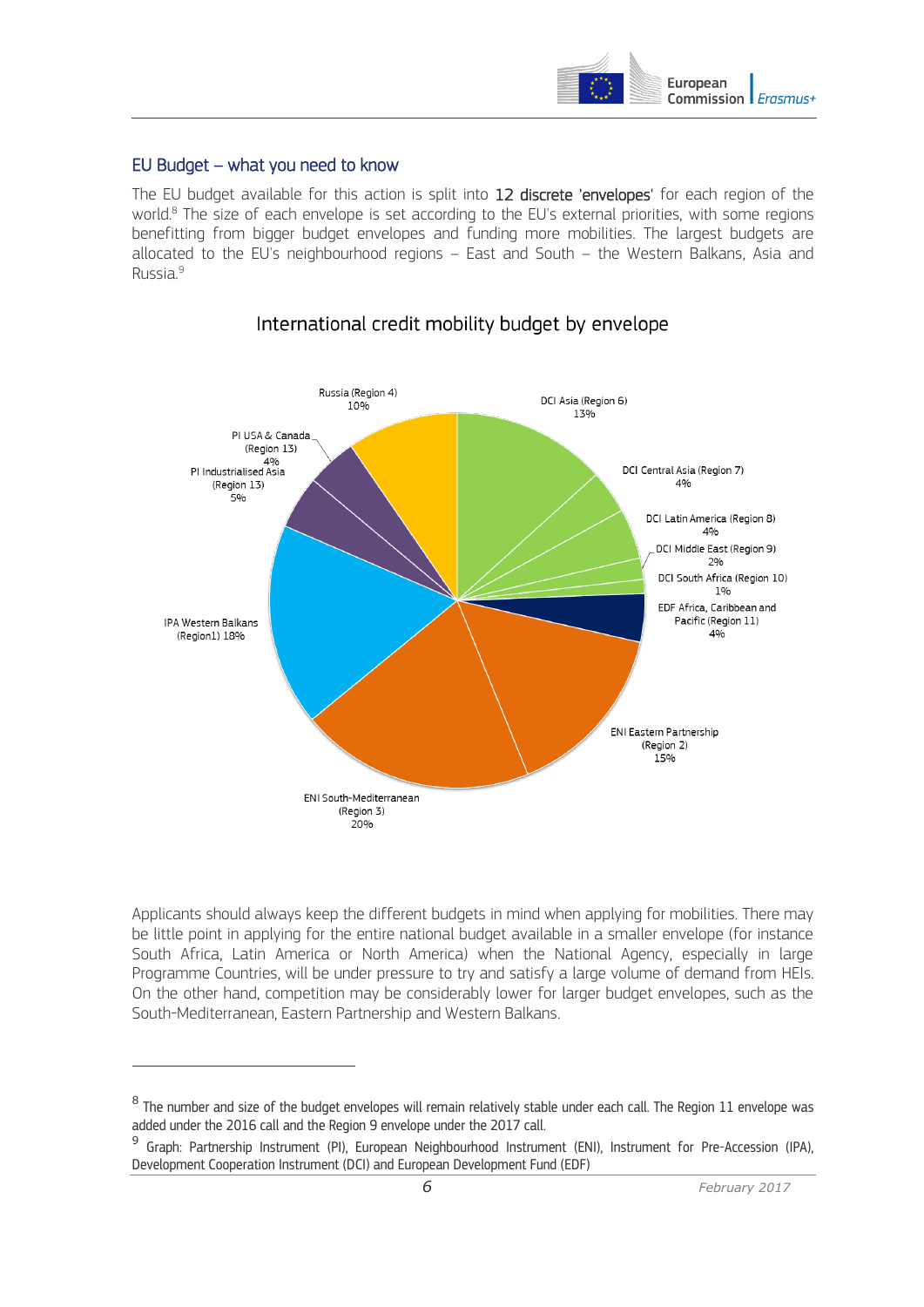## EU Budget – what you need to know

The EU budget available for this action is split into **12 discrete 'envelopes'** for each region of the world.[8] The size of each envelope is set according to the EU's external priorities, with some regions benefitting from bigger budget envelopes and funding more mobilities. The largest budgets are allocated to the EU's neighbourhood regions – East and South – the Western Balkans, Asia and Russia.[9]

### International credit mobility budget by envelope

| Envelope | Share |
|---|---|
| DCI Asia (Region 6) | 13% |
| DCI Central Asia (Region 7) | 4% |
| DCI Latin America (Region 8) | 4% |
| DCI Middle East (Region 9) | 2% |
| DCI South Africa (Region 10) | 1% |
| EDF Africa, Caribbean and Pacific (Region 11) | 4% |
| ENI Eastern Partnership (Region 2) | 15% |
| ENI South-Mediterranean (Region 3) | 20% |
| IPA Western Balkans (Region1) | 18% |
| PI Industrialised Asia (Region 13) | 5% |
| PI USA & Canada (Region 13) | 4% |
| Russia (Region 4) | 10% |

Applicants should always keep the different budgets in mind when applying for mobilities. There may be little point in applying for the entire national budget available in a smaller envelope (for instance South Africa, Latin America or North America) when the National Agency, especially in large Programme Countries, will be under pressure to try and satisfy a large volume of demand from HEIs. On the other hand, competition may be considerably lower for larger budget envelopes, such as the South-Mediterranean, Eastern Partnership and Western Balkans.

---

[8] The number and size of the budget envelopes will remain relatively stable under each call. The Region 11 envelope was added under the 2016 call and the Region 9 envelope under the 2017 call.

[9] Graph: Partnership Instrument (PI), European Neighbourhood Instrument (ENI), Instrument for Pre-Accession (IPA), Development Cooperation Instrument (DCI) and European Development Fund (EDF)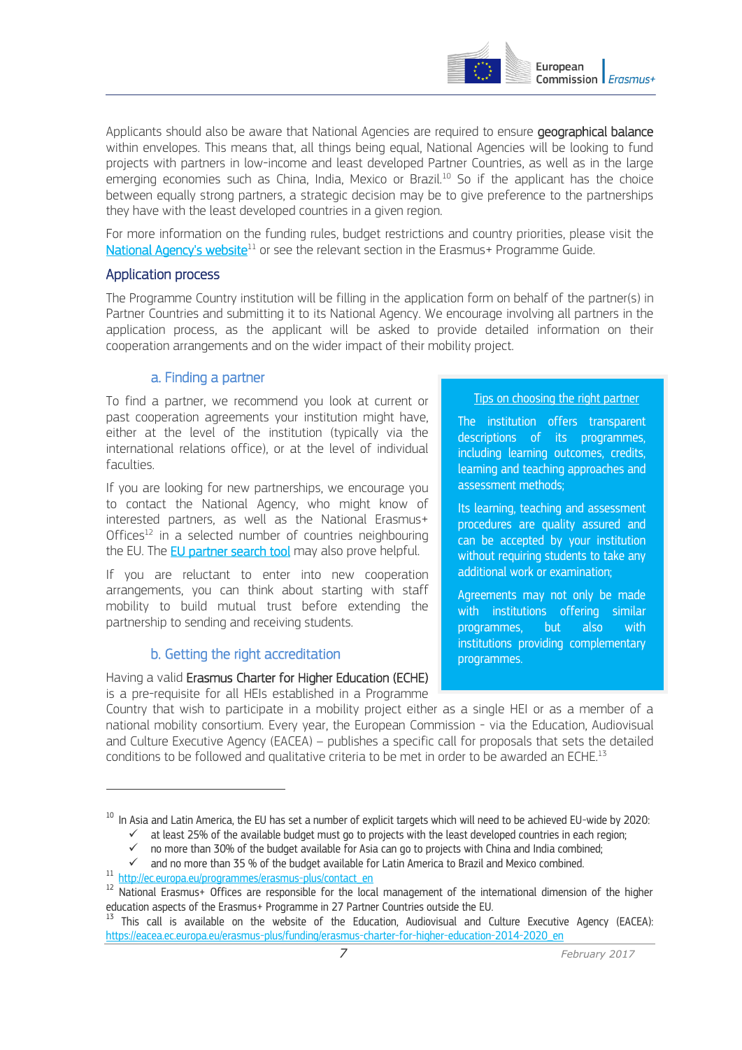Applicants should also be aware that National Agencies are required to ensure **geographical balance** within envelopes. This means that, all things being equal, National Agencies will be looking to fund projects with partners in low-income and least developed Partner Countries, as well as in the large emerging economies such as China, India, Mexico or Brazil.[10] So if the applicant has the choice between equally strong partners, a strategic decision may be to give preference to the partnerships they have with the least developed countries in a given region.

For more information on the funding rules, budget restrictions and country priorities, please visit the National Agency's website[11] or see the relevant section in the Erasmus+ Programme Guide.

## Application process

The Programme Country institution will be filling in the application form on behalf of the partner(s) in Partner Countries and submitting it to its National Agency. We encourage involving all partners in the application process, as the applicant will be asked to provide detailed information on their cooperation arrangements and on the wider impact of their mobility project.

### a. Finding a partner

To find a partner, we recommend you look at current or past cooperation agreements your institution might have, either at the level of the institution (typically via the international relations office), or at the level of individual faculties.

If you are looking for new partnerships, we encourage you to contact the National Agency, who might know of interested partners, as well as the National Erasmus+ Offices[12] in a selected number of countries neighbouring the EU. The EU partner search tool may also prove helpful.

If you are reluctant to enter into new cooperation arrangements, you can think about starting with staff mobility to build mutual trust before extending the partnership to sending and receiving students.

> **Tips on choosing the right partner**
>
> The institution offers transparent descriptions of its programmes, including learning outcomes, credits, learning and teaching approaches and assessment methods;
>
> Its learning, teaching and assessment procedures are quality assured and can be accepted by your institution without requiring students to take any additional work or examination;
>
> Agreements may not only be made with institutions offering similar programmes, but also with institutions providing complementary programmes.

### b. Getting the right accreditation

Having a valid **Erasmus Charter for Higher Education (ECHE)** is a pre-requisite for all HEIs established in a Programme Country that wish to participate in a mobility project either as a single HEI or as a member of a national mobility consortium. Every year, the European Commission - via the Education, Audiovisual and Culture Executive Agency (EACEA) – publishes a specific call for proposals that sets the detailed conditions to be followed and qualitative criteria to be met in order to be awarded an ECHE.[13]

---

[10] In Asia and Latin America, the EU has set a number of explicit targets which will need to be achieved EU-wide by 2020:
- ✓ at least 25% of the available budget must go to projects with the least developed countries in each region;
- ✓ no more than 30% of the budget available for Asia can go to projects with China and India combined;
- ✓ and no more than 35 % of the budget available for Latin America to Brazil and Mexico combined.

[11] http://ec.europa.eu/programmes/erasmus-plus/contact_en

[12] National Erasmus+ Offices are responsible for the local management of the international dimension of the higher education aspects of the Erasmus+ Programme in 27 Partner Countries outside the EU.

[13] This call is available on the website of the Education, Audiovisual and Culture Executive Agency (EACEA): https://eacea.ec.europa.eu/erasmus-plus/funding/erasmus-charter-for-higher-education-2014-2020_en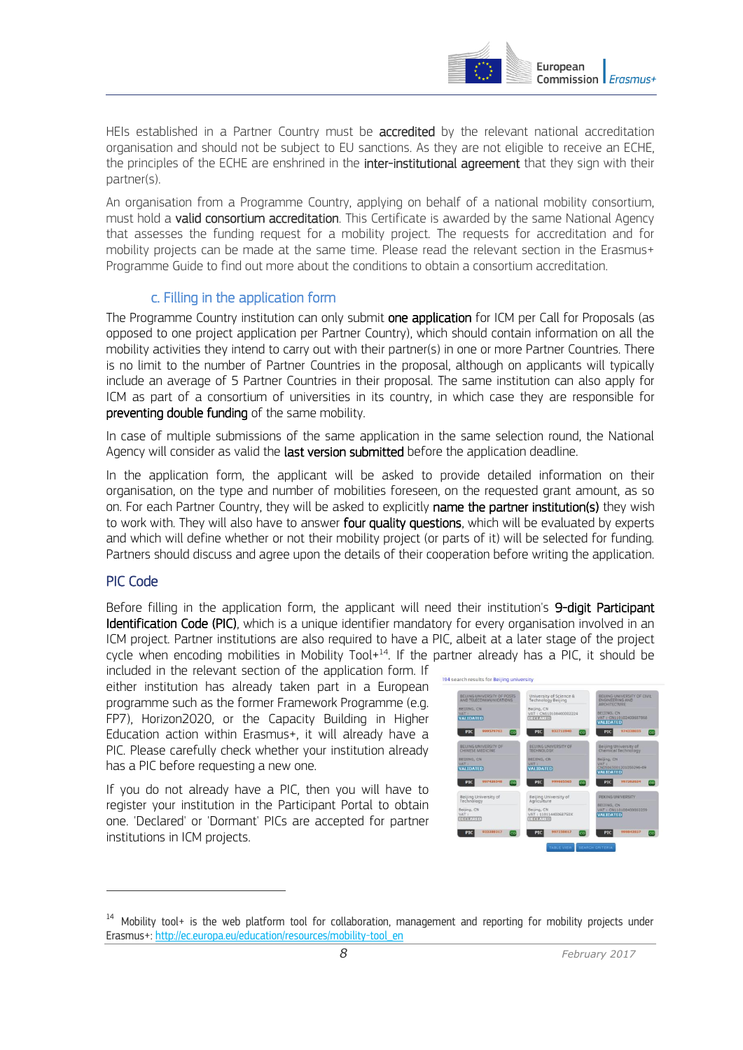HEIs established in a Partner Country must be **accredited** by the relevant national accreditation organisation and should not be subject to EU sanctions. As they are not eligible to receive an ECHE, the principles of the ECHE are enshrined in the **inter-institutional agreement** that they sign with their partner(s).

An organisation from a Programme Country, applying on behalf of a national mobility consortium, must hold a **valid consortium accreditation**. This Certificate is awarded by the same National Agency that assesses the funding request for a mobility project. The requests for accreditation and for mobility projects can be made at the same time. Please read the relevant section in the Erasmus+ Programme Guide to find out more about the conditions to obtain a consortium accreditation.

### c. Filling in the application form

The Programme Country institution can only submit **one application** for ICM per Call for Proposals (as opposed to one project application per Partner Country), which should contain information on all the mobility activities they intend to carry out with their partner(s) in one or more Partner Countries. There is no limit to the number of Partner Countries in the proposal, although on applicants will typically include an average of 5 Partner Countries in their proposal. The same institution can also apply for ICM as part of a consortium of universities in its country, in which case they are responsible for **preventing double funding** of the same mobility.

In case of multiple submissions of the same application in the same selection round, the National Agency will consider as valid the **last version submitted** before the application deadline.

In the application form, the applicant will be asked to provide detailed information on their organisation, on the type and number of mobilities foreseen, on the requested grant amount, as so on. For each Partner Country, they will be asked to explicitly **name the partner institution(s)** they wish to work with. They will also have to answer **four quality questions**, which will be evaluated by experts and which will define whether or not their mobility project (or parts of it) will be selected for funding. Partners should discuss and agree upon the details of their cooperation before writing the application.

### PIC Code

Before filling in the application form, the applicant will need their institution's **9-digit Participant Identification Code (PIC)**, which is a unique identifier mandatory for every organisation involved in an ICM project. Partner institutions are also required to have a PIC, albeit at a later stage of the project cycle when encoding mobilities in Mobility Tool+[14]. If the partner already has a PIC, it should be included in the relevant section of the application form. If either institution has already taken part in a European programme such as the former Framework Programme (e.g. FP7), Horizon2020, or the Capacity Building in Higher Education action within Erasmus+, it will already have a PIC. Please carefully check whether your institution already has a PIC before requesting a new one.

If you do not already have a PIC, then you will have to register your institution in the Participant Portal to obtain one. 'Declared' or 'Dormant' PICs are accepted for partner institutions in ICM projects.

---

[14] Mobility tool+ is the web platform tool for collaboration, management and reporting for mobility projects under Erasmus+: http://ec.europa.eu/education/resources/mobility-tool_en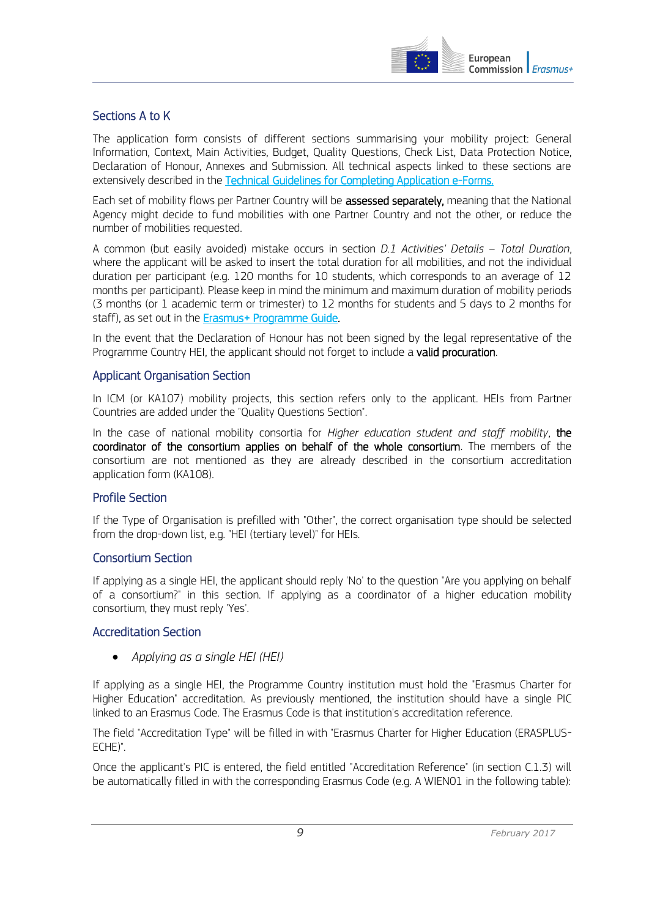## Sections A to K

The application form consists of different sections summarising your mobility project: General Information, Context, Main Activities, Budget, Quality Questions, Check List, Data Protection Notice, Declaration of Honour, Annexes and Submission. All technical aspects linked to these sections are extensively described in the [Technical Guidelines for Completing Application e-Forms.](#)

Each set of mobility flows per Partner Country will be **assessed separately,** meaning that the National Agency might decide to fund mobilities with one Partner Country and not the other, or reduce the number of mobilities requested.

A common (but easily avoided) mistake occurs in section *D.1 Activities' Details – Total Duration*, where the applicant will be asked to insert the total duration for all mobilities, and not the individual duration per participant (e.g. 120 months for 10 students, which corresponds to an average of 12 months per participant). Please keep in mind the minimum and maximum duration of mobility periods (3 months (or 1 academic term or trimester) to 12 months for students and 5 days to 2 months for staff), as set out in the [Erasmus+ Programme Guide](#).

In the event that the Declaration of Honour has not been signed by the legal representative of the Programme Country HEI, the applicant should not forget to include a **valid procuration**.

## Applicant Organisation Section

In ICM (or KA107) mobility projects, this section refers only to the applicant. HEIs from Partner Countries are added under the "Quality Questions Section".

In the case of national mobility consortia for *Higher education student and staff mobility*, **the coordinator of the consortium applies on behalf of the whole consortium**. The members of the consortium are not mentioned as they are already described in the consortium accreditation application form (KA108).

## Profile Section

If the Type of Organisation is prefilled with "Other", the correct organisation type should be selected from the drop-down list, e.g. "HEI (tertiary level)" for HEIs.

## Consortium Section

If applying as a single HEI, the applicant should reply 'No' to the question "Are you applying on behalf of a consortium?" in this section. If applying as a coordinator of a higher education mobility consortium, they must reply 'Yes'.

## Accreditation Section

- *Applying as a single HEI (HEI)*

If applying as a single HEI, the Programme Country institution must hold the "Erasmus Charter for Higher Education" accreditation. As previously mentioned, the institution should have a single PIC linked to an Erasmus Code. The Erasmus Code is that institution's accreditation reference.

The field "Accreditation Type" will be filled in with "Erasmus Charter for Higher Education (ERASPLUS-ECHE)".

Once the applicant's PIC is entered, the field entitled "Accreditation Reference" (in section C.1.3) will be automatically filled in with the corresponding Erasmus Code (e.g. A WIEN01 in the following table):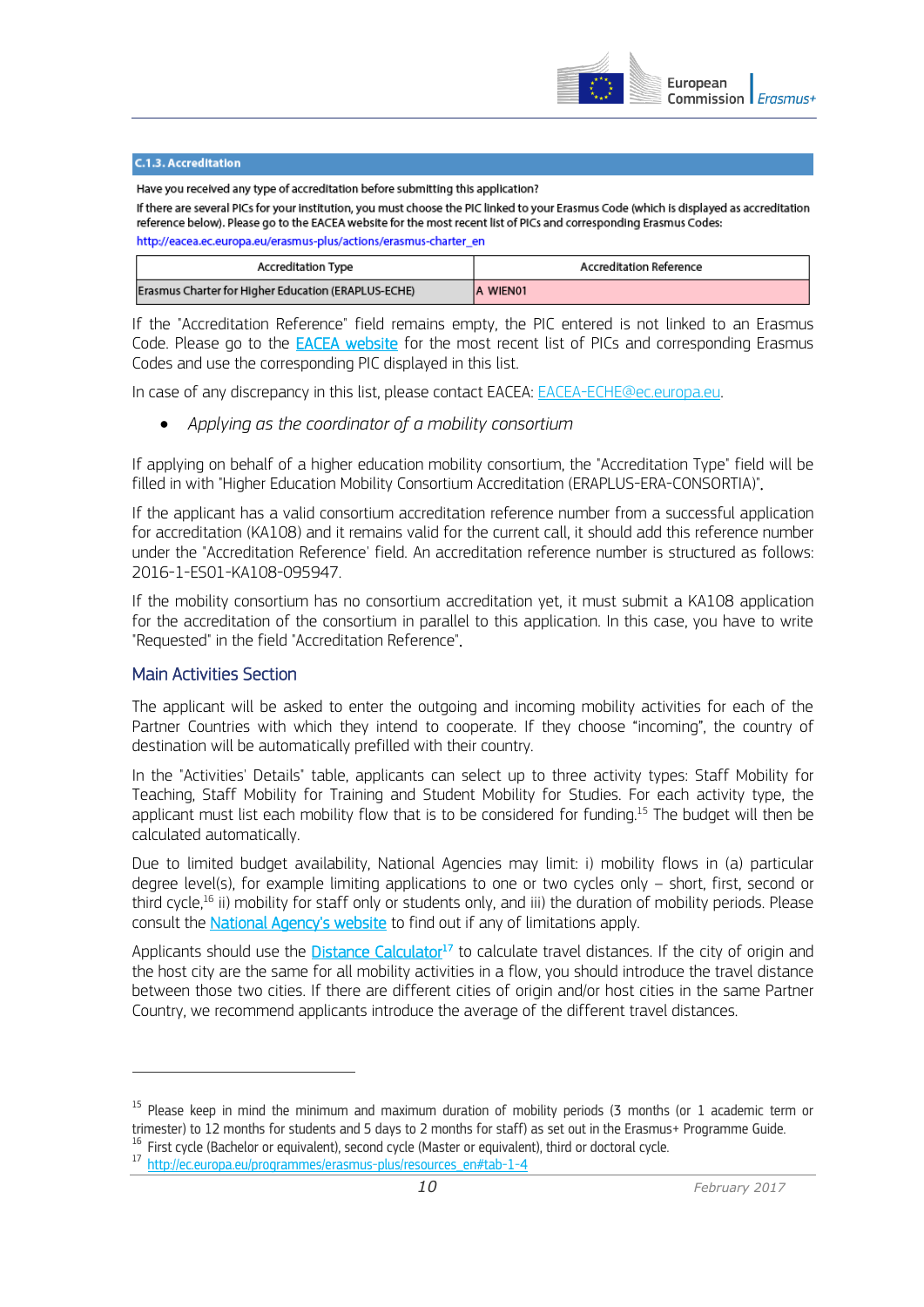**C.1.3. Accreditation**

Have you received any type of accreditation before submitting this application?

If there are several PICs for your institution, you must choose the PIC linked to your Erasmus Code (which is displayed as accreditation reference below). Please go to the EACEA website for the most recent list of PICs and corresponding Erasmus Codes:

http://eacea.ec.europa.eu/erasmus-plus/actions/erasmus-charter_en

| Accreditation Type | Accreditation Reference |
|---|---|
| Erasmus Charter for Higher Education (ERAPLUS-ECHE) | A WIEN01 |

If the "Accreditation Reference" field remains empty, the PIC entered is not linked to an Erasmus Code. Please go to the EACEA website for the most recent list of PICs and corresponding Erasmus Codes and use the corresponding PIC displayed in this list.

In case of any discrepancy in this list, please contact EACEA: EACEA-ECHE@ec.europa.eu.

- *Applying as the coordinator of a mobility consortium*

If applying on behalf of a higher education mobility consortium, the "Accreditation Type" field will be filled in with "Higher Education Mobility Consortium Accreditation (ERAPLUS-ERA-CONSORTIA)".

If the applicant has a valid consortium accreditation reference number from a successful application for accreditation (KA108) and it remains valid for the current call, it should add this reference number under the "Accreditation Reference' field. An accreditation reference number is structured as follows: 2016-1-ES01-KA108-095947.

If the mobility consortium has no consortium accreditation yet, it must submit a KA108 application for the accreditation of the consortium in parallel to this application. In this case, you have to write "Requested" in the field "Accreditation Reference".

## Main Activities Section

The applicant will be asked to enter the outgoing and incoming mobility activities for each of the Partner Countries with which they intend to cooperate. If they choose "incoming", the country of destination will be automatically prefilled with their country.

In the "Activities' Details" table, applicants can select up to three activity types: Staff Mobility for Teaching, Staff Mobility for Training and Student Mobility for Studies. For each activity type, the applicant must list each mobility flow that is to be considered for funding.[15] The budget will then be calculated automatically.

Due to limited budget availability, National Agencies may limit: i) mobility flows in (a) particular degree level(s), for example limiting applications to one or two cycles only – short, first, second or third cycle,[16] ii) mobility for staff only or students only, and iii) the duration of mobility periods. Please consult the National Agency's website to find out if any of limitations apply.

Applicants should use the Distance Calculator[17] to calculate travel distances. If the city of origin and the host city are the same for all mobility activities in a flow, you should introduce the travel distance between those two cities. If there are different cities of origin and/or host cities in the same Partner Country, we recommend applicants introduce the average of the different travel distances.

---

[15] Please keep in mind the minimum and maximum duration of mobility periods (3 months (or 1 academic term or trimester) to 12 months for students and 5 days to 2 months for staff) as set out in the Erasmus+ Programme Guide.

[16] First cycle (Bachelor or equivalent), second cycle (Master or equivalent), third or doctoral cycle.

[17] http://ec.europa.eu/programmes/erasmus-plus/resources_en#tab-1-4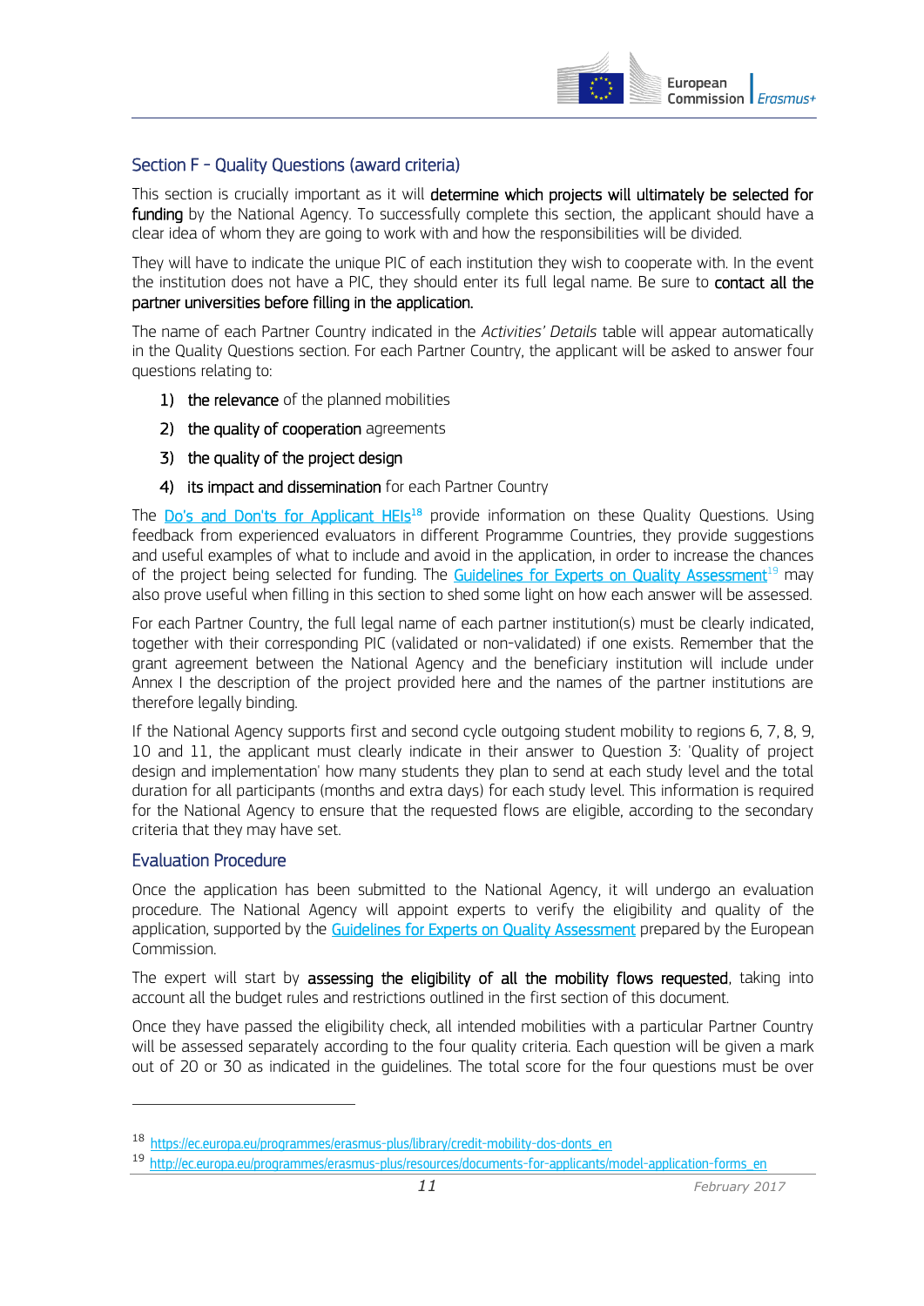## Section F - Quality Questions (award criteria)

This section is crucially important as it will **determine which projects will ultimately be selected for funding** by the National Agency. To successfully complete this section, the applicant should have a clear idea of whom they are going to work with and how the responsibilities will be divided.

They will have to indicate the unique PIC of each institution they wish to cooperate with. In the event the institution does not have a PIC, they should enter its full legal name. Be sure to **contact all the partner universities before filling in the application.**

The name of each Partner Country indicated in the *Activities' Details* table will appear automatically in the Quality Questions section. For each Partner Country, the applicant will be asked to answer four questions relating to:

1) **the relevance** of the planned mobilities
2) **the quality of cooperation** agreements
3) **the quality of the project design**
4) **its impact and dissemination** for each Partner Country

The [Do's and Don'ts for Applicant HEIs](https://ec.europa.eu/programmes/erasmus-plus/library/credit-mobility-dos-donts_en)[18] provide information on these Quality Questions. Using feedback from experienced evaluators in different Programme Countries, they provide suggestions and useful examples of what to include and avoid in the application, in order to increase the chances of the project being selected for funding. The [Guidelines for Experts on Quality Assessment](http://ec.europa.eu/programmes/erasmus-plus/resources/documents-for-applicants/model-application-forms_en)[19] may also prove useful when filling in this section to shed some light on how each answer will be assessed.

For each Partner Country, the full legal name of each partner institution(s) must be clearly indicated, together with their corresponding PIC (validated or non-validated) if one exists. Remember that the grant agreement between the National Agency and the beneficiary institution will include under Annex I the description of the project provided here and the names of the partner institutions are therefore legally binding.

If the National Agency supports first and second cycle outgoing student mobility to regions 6, 7, 8, 9, 10 and 11, the applicant must clearly indicate in their answer to Question 3: 'Quality of project design and implementation' how many students they plan to send at each study level and the total duration for all participants (months and extra days) for each study level. This information is required for the National Agency to ensure that the requested flows are eligible, according to the secondary criteria that they may have set.

### Evaluation Procedure

Once the application has been submitted to the National Agency, it will undergo an evaluation procedure. The National Agency will appoint experts to verify the eligibility and quality of the application, supported by the Guidelines for Experts on Quality Assessment prepared by the European Commission.

The expert will start by **assessing the eligibility of all the mobility flows requested**, taking into account all the budget rules and restrictions outlined in the first section of this document.

Once they have passed the eligibility check, all intended mobilities with a particular Partner Country will be assessed separately according to the four quality criteria. Each question will be given a mark out of 20 or 30 as indicated in the guidelines. The total score for the four questions must be over

---

[18] https://ec.europa.eu/programmes/erasmus-plus/library/credit-mobility-dos-donts_en

[19] http://ec.europa.eu/programmes/erasmus-plus/resources/documents-for-applicants/model-application-forms_en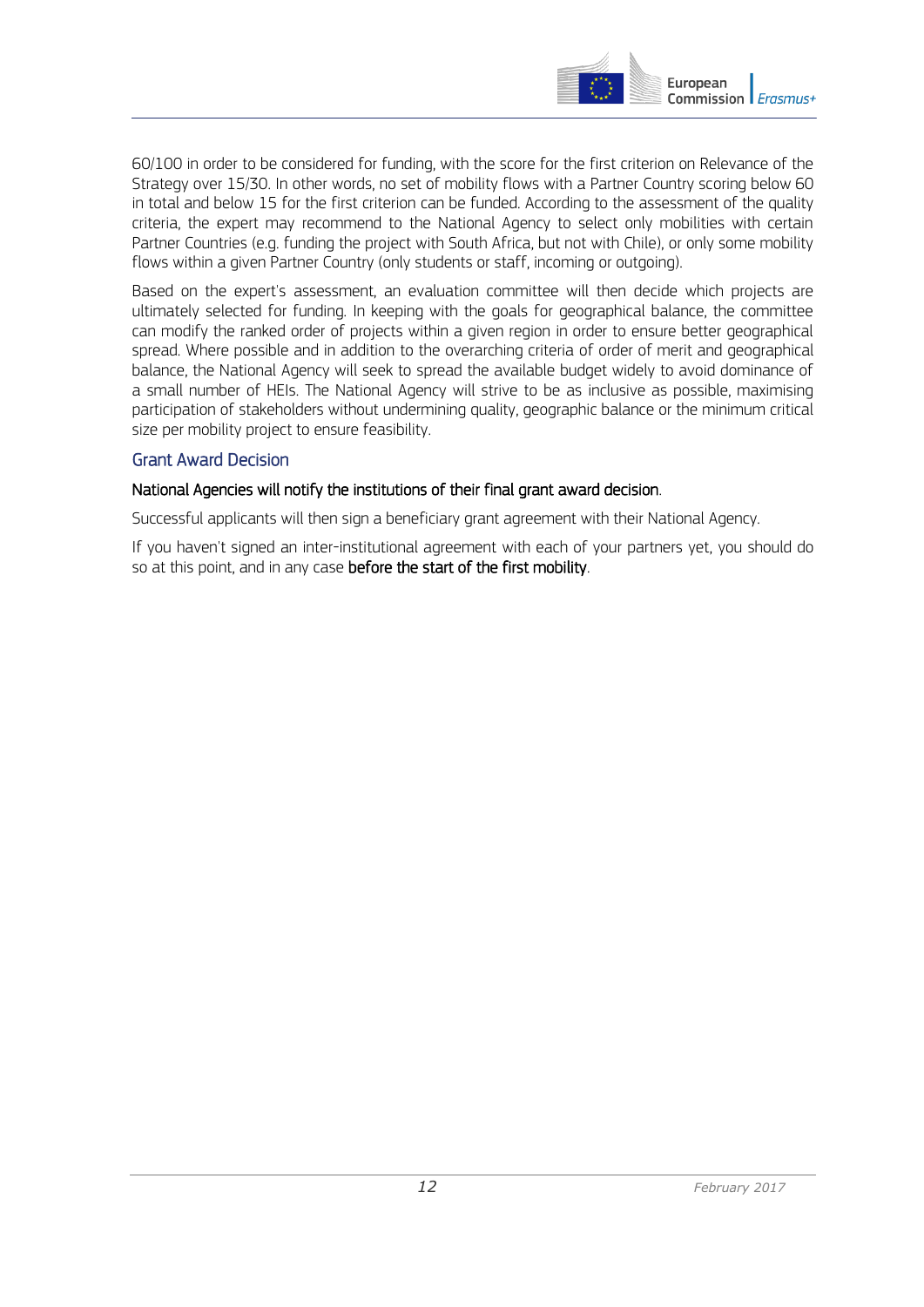60/100 in order to be considered for funding, with the score for the first criterion on Relevance of the Strategy over 15/30. In other words, no set of mobility flows with a Partner Country scoring below 60 in total and below 15 for the first criterion can be funded. According to the assessment of the quality criteria, the expert may recommend to the National Agency to select only mobilities with certain Partner Countries (e.g. funding the project with South Africa, but not with Chile), or only some mobility flows within a given Partner Country (only students or staff, incoming or outgoing).

Based on the expert's assessment, an evaluation committee will then decide which projects are ultimately selected for funding. In keeping with the goals for geographical balance, the committee can modify the ranked order of projects within a given region in order to ensure better geographical spread. Where possible and in addition to the overarching criteria of order of merit and geographical balance, the National Agency will seek to spread the available budget widely to avoid dominance of a small number of HEIs. The National Agency will strive to be as inclusive as possible, maximising participation of stakeholders without undermining quality, geographic balance or the minimum critical size per mobility project to ensure feasibility.

### Grant Award Decision

**National Agencies will notify the institutions of their final grant award decision**.

Successful applicants will then sign a beneficiary grant agreement with their National Agency.

If you haven't signed an inter-institutional agreement with each of your partners yet, you should do so at this point, and in any case **before the start of the first mobility**.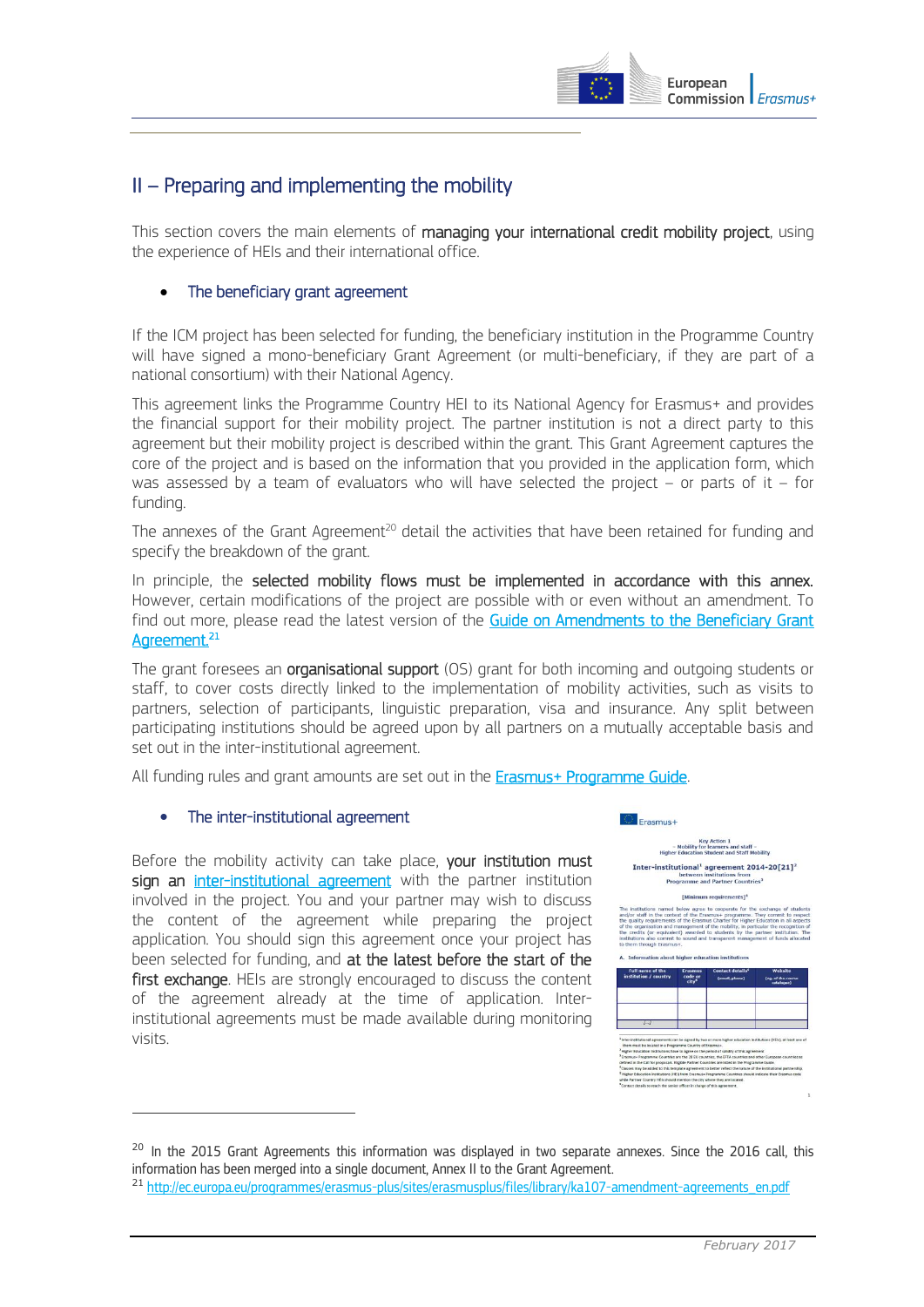## II – Preparing and implementing the mobility

This section covers the main elements of **managing your international credit mobility project**, using the experience of HEIs and their international office.

- The beneficiary grant agreement

If the ICM project has been selected for funding, the beneficiary institution in the Programme Country will have signed a mono-beneficiary Grant Agreement (or multi-beneficiary, if they are part of a national consortium) with their National Agency.

This agreement links the Programme Country HEI to its National Agency for Erasmus+ and provides the financial support for their mobility project. The partner institution is not a direct party to this agreement but their mobility project is described within the grant. This Grant Agreement captures the core of the project and is based on the information that you provided in the application form, which was assessed by a team of evaluators who will have selected the project – or parts of it – for funding.

The annexes of the Grant Agreement[20] detail the activities that have been retained for funding and specify the breakdown of the grant.

In principle, the **selected mobility flows must be implemented in accordance with this annex.** However, certain modifications of the project are possible with or even without an amendment. To find out more, please read the latest version of the Guide on Amendments to the Beneficiary Grant Agreement.[21]

The grant foresees an **organisational support** (OS) grant for both incoming and outgoing students or staff, to cover costs directly linked to the implementation of mobility activities, such as visits to partners, selection of participants, linguistic preparation, visa and insurance. Any split between participating institutions should be agreed upon by all partners on a mutually acceptable basis and set out in the inter-institutional agreement.

All funding rules and grant amounts are set out in the Erasmus+ Programme Guide.

- The inter-institutional agreement

Before the mobility activity can take place, **your institution must sign an** inter-institutional agreement with the partner institution involved in the project. You and your partner may wish to discuss the content of the agreement while preparing the project application. You should sign this agreement once your project has been selected for funding, and **at the latest before the start of the first exchange**. HEIs are strongly encouraged to discuss the content of the agreement already at the time of application. Inter-institutional agreements must be made available during monitoring visits.

---

[20] In the 2015 Grant Agreements this information was displayed in two separate annexes. Since the 2016 call, this information has been merged into a single document, Annex II to the Grant Agreement.

[21] http://ec.europa.eu/programmes/erasmus-plus/sites/erasmusplus/files/library/ka107-amendment-agreements_en.pdf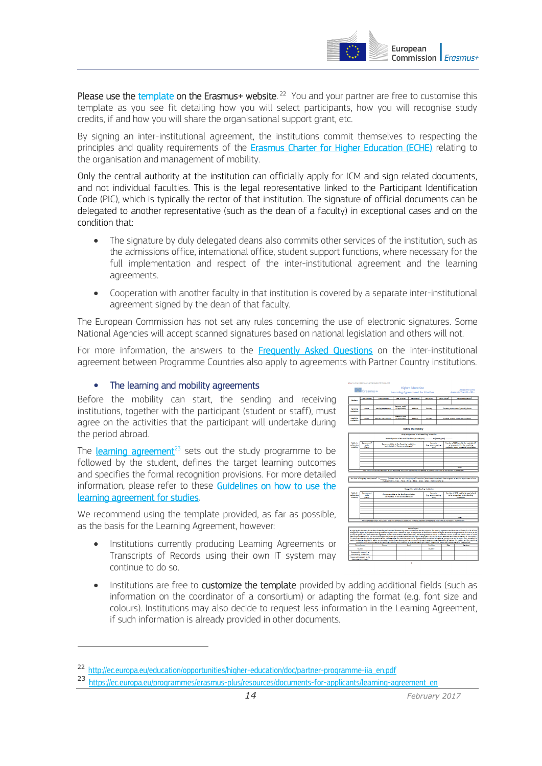Please use the template on the Erasmus+ website.[22] You and your partner are free to customise this template as you see fit detailing how you will select participants, how you will recognise study credits, if and how you will share the organisational support grant, etc.

By signing an inter-institutional agreement, the institutions commit themselves to respecting the principles and quality requirements of the Erasmus Charter for Higher Education (ECHE) relating to the organisation and management of mobility.

Only the central authority at the institution can officially apply for ICM and sign related documents, and not individual faculties. This is the legal representative linked to the Participant Identification Code (PIC), which is typically the rector of that institution. The signature of official documents can be delegated to another representative (such as the dean of a faculty) in exceptional cases and on the condition that:

- The signature by duly delegated deans also commits other services of the institution, such as the admissions office, international office, student support functions, where necessary for the full implementation and respect of the inter-institutional agreement and the learning agreements.
- Cooperation with another faculty in that institution is covered by a separate inter-institutional agreement signed by the dean of that faculty.

The European Commission has not set any rules concerning the use of electronic signatures. Some National Agencies will accept scanned signatures based on national legislation and others will not.

For more information, the answers to the Frequently Asked Questions on the inter-institutional agreement between Programme Countries also apply to agreements with Partner Country institutions.

- **The learning and mobility agreements**

Before the mobility can start, the sending and receiving institutions, together with the participant (student or staff), must agree on the activities that the participant will undertake during the period abroad.

The learning agreement[23] sets out the study programme to be followed by the student, defines the target learning outcomes and specifies the formal recognition provisions. For more detailed information, please refer to these Guidelines on how to use the learning agreement for studies.

We recommend using the template provided, as far as possible, as the basis for the Learning Agreement, however:

- Institutions currently producing Learning Agreements or Transcripts of Records using their own IT system may continue to do so.
- Institutions are free to customize the template provided by adding additional fields (such as information on the coordinator of a consortium) or adapting the format (e.g. font size and colours). Institutions may also decide to request less information in the Learning Agreement, if such information is already provided in other documents.

---

[22] http://ec.europa.eu/education/opportunities/higher-education/doc/partner-programme-iia_en.pdf

[23] https://ec.europa.eu/programmes/erasmus-plus/resources/documents-for-applicants/learning-agreement_en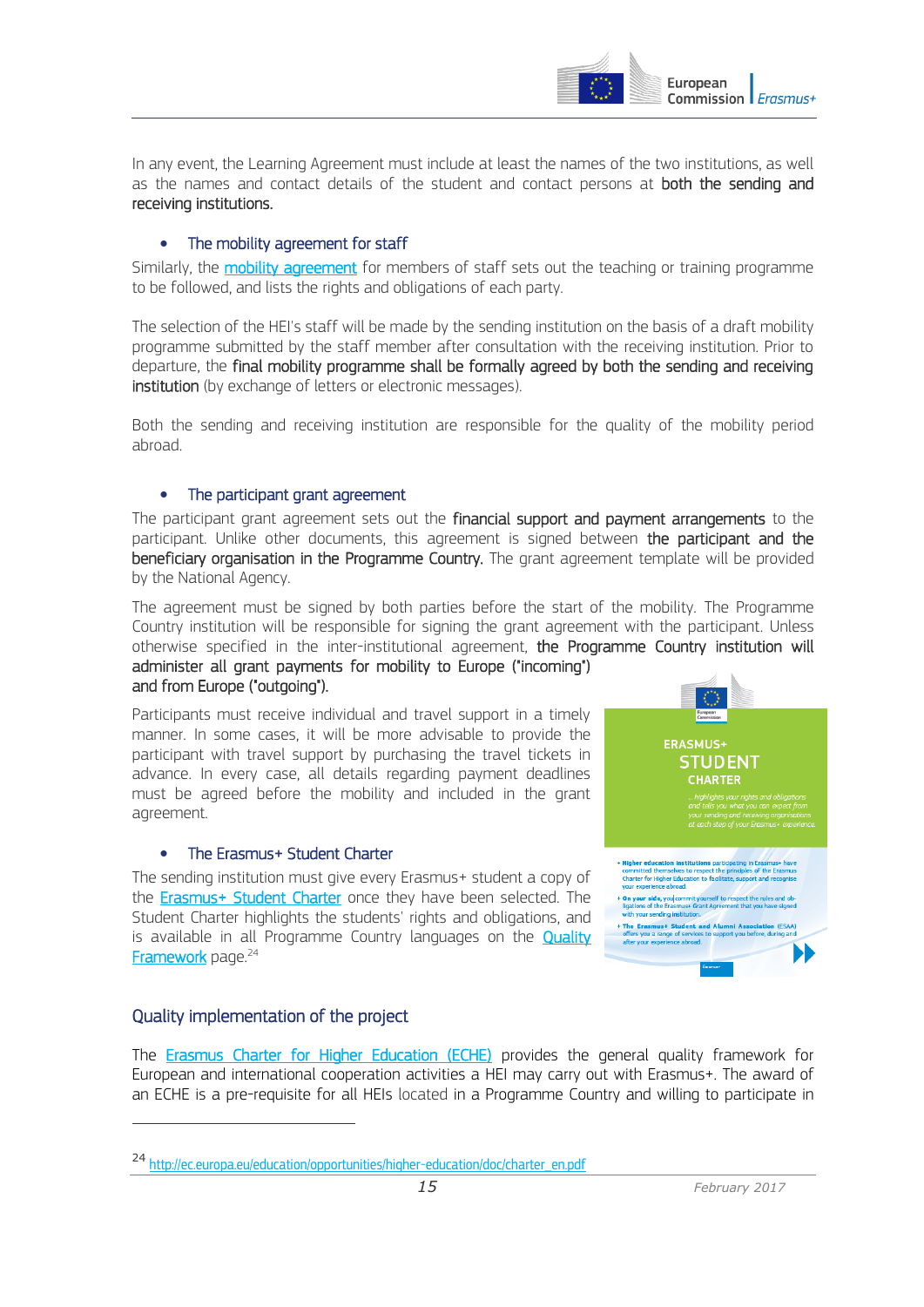In any event, the Learning Agreement must include at least the names of the two institutions, as well as the names and contact details of the student and contact persons at **both the sending and receiving institutions.**

- The mobility agreement for staff

Similarly, the mobility agreement for members of staff sets out the teaching or training programme to be followed, and lists the rights and obligations of each party.

The selection of the HEI's staff will be made by the sending institution on the basis of a draft mobility programme submitted by the staff member after consultation with the receiving institution. Prior to departure, the **final mobility programme shall be formally agreed by both the sending and receiving institution** (by exchange of letters or electronic messages).

Both the sending and receiving institution are responsible for the quality of the mobility period abroad.

- The participant grant agreement

The participant grant agreement sets out the **financial support and payment arrangements** to the participant. Unlike other documents, this agreement is signed between **the participant and the beneficiary organisation in the Programme Country.** The grant agreement template will be provided by the National Agency.

The agreement must be signed by both parties before the start of the mobility. The Programme Country institution will be responsible for signing the grant agreement with the participant. Unless otherwise specified in the inter-institutional agreement, **the Programme Country institution will administer all grant payments for mobility to Europe ("incoming") and from Europe ("outgoing").**

Participants must receive individual and travel support in a timely manner. In some cases, it will be more advisable to provide the participant with travel support by purchasing the travel tickets in advance. In every case, all details regarding payment deadlines must be agreed before the mobility and included in the grant agreement.

- The Erasmus+ Student Charter

The sending institution must give every Erasmus+ student a copy of the Erasmus+ Student Charter once they have been selected. The Student Charter highlights the students' rights and obligations, and is available in all Programme Country languages on the Quality Framework page.[24]

## Quality implementation of the project

The Erasmus Charter for Higher Education (ECHE) provides the general quality framework for European and international cooperation activities a HEI may carry out with Erasmus+. The award of an ECHE is a pre-requisite for all HEIs located in a Programme Country and willing to participate in

[24] http://ec.europa.eu/education/opportunities/higher-education/doc/charter_en.pdf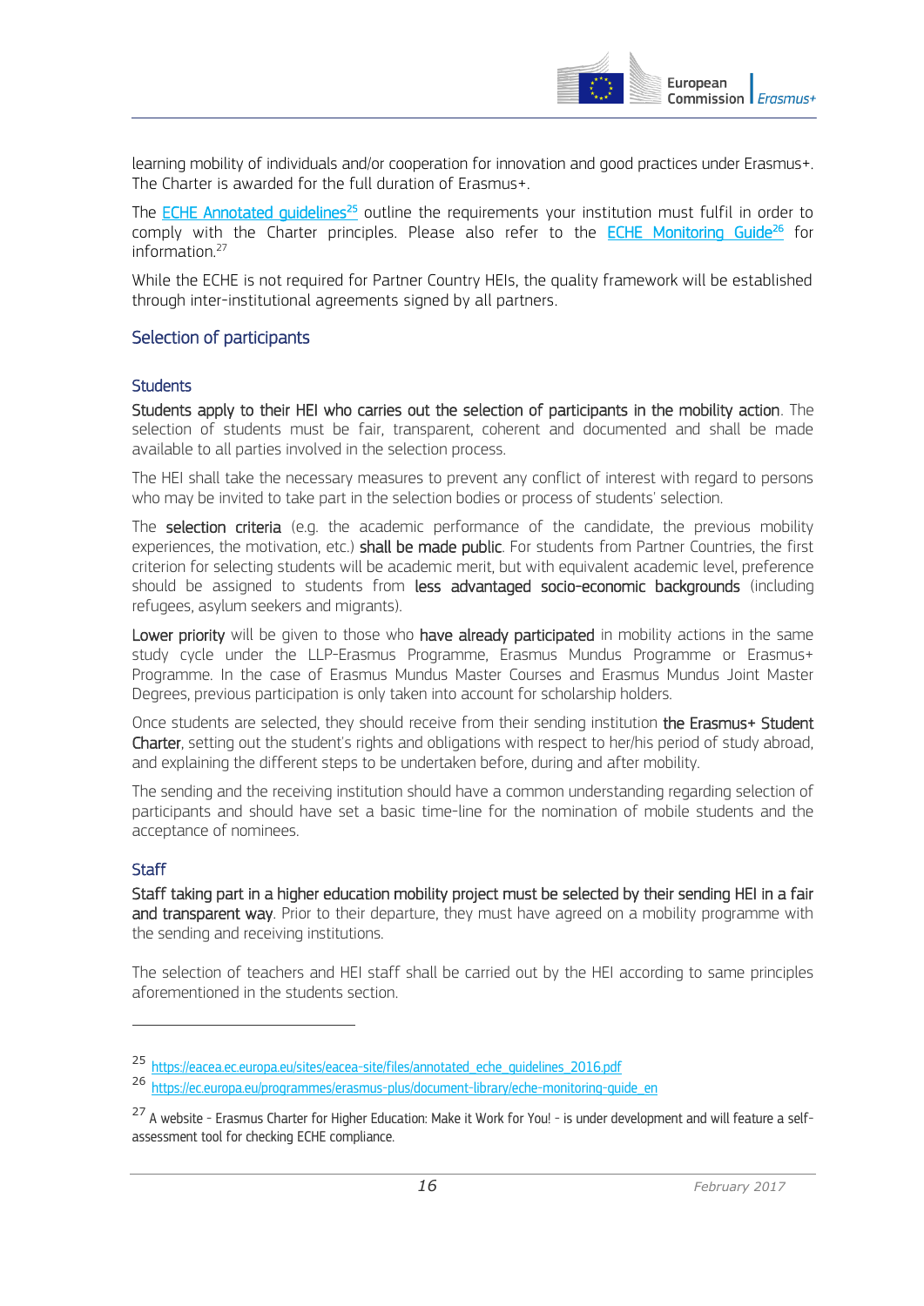learning mobility of individuals and/or cooperation for innovation and good practices under Erasmus+. The Charter is awarded for the full duration of Erasmus+.

The ECHE Annotated guidelines[25] outline the requirements your institution must fulfil in order to comply with the Charter principles. Please also refer to the ECHE Monitoring Guide[26] for information.[27]

While the ECHE is not required for Partner Country HEIs, the quality framework will be established through inter-institutional agreements signed by all partners.

## Selection of participants

### Students

**Students apply to their HEI who carries out the selection of participants in the mobility action**. The selection of students must be fair, transparent, coherent and documented and shall be made available to all parties involved in the selection process.

The HEI shall take the necessary measures to prevent any conflict of interest with regard to persons who may be invited to take part in the selection bodies or process of students' selection.

The **selection criteria** (e.g. the academic performance of the candidate, the previous mobility experiences, the motivation, etc.) **shall be made public**. For students from Partner Countries, the first criterion for selecting students will be academic merit, but with equivalent academic level, preference should be assigned to students from **less advantaged socio-economic backgrounds** (including refugees, asylum seekers and migrants).

**Lower priority** will be given to those who **have already participated** in mobility actions in the same study cycle under the LLP-Erasmus Programme, Erasmus Mundus Programme or Erasmus+ Programme. In the case of Erasmus Mundus Master Courses and Erasmus Mundus Joint Master Degrees, previous participation is only taken into account for scholarship holders.

Once students are selected, they should receive from their sending institution **the Erasmus+ Student Charter**, setting out the student's rights and obligations with respect to her/his period of study abroad, and explaining the different steps to be undertaken before, during and after mobility.

The sending and the receiving institution should have a common understanding regarding selection of participants and should have set a basic time-line for the nomination of mobile students and the acceptance of nominees.

### Staff

**Staff taking part in a higher education mobility project must be selected by their sending HEI in a fair and transparent way**. Prior to their departure, they must have agreed on a mobility programme with the sending and receiving institutions.

The selection of teachers and HEI staff shall be carried out by the HEI according to same principles aforementioned in the students section.

---

[25] https://eacea.ec.europa.eu/sites/eacea-site/files/annotated_eche_guidelines_2016.pdf

[26] https://ec.europa.eu/programmes/erasmus-plus/document-library/eche-monitoring-guide_en

[27] A website - Erasmus Charter for Higher Education: Make it Work for You! - is under development and will feature a self-assessment tool for checking ECHE compliance.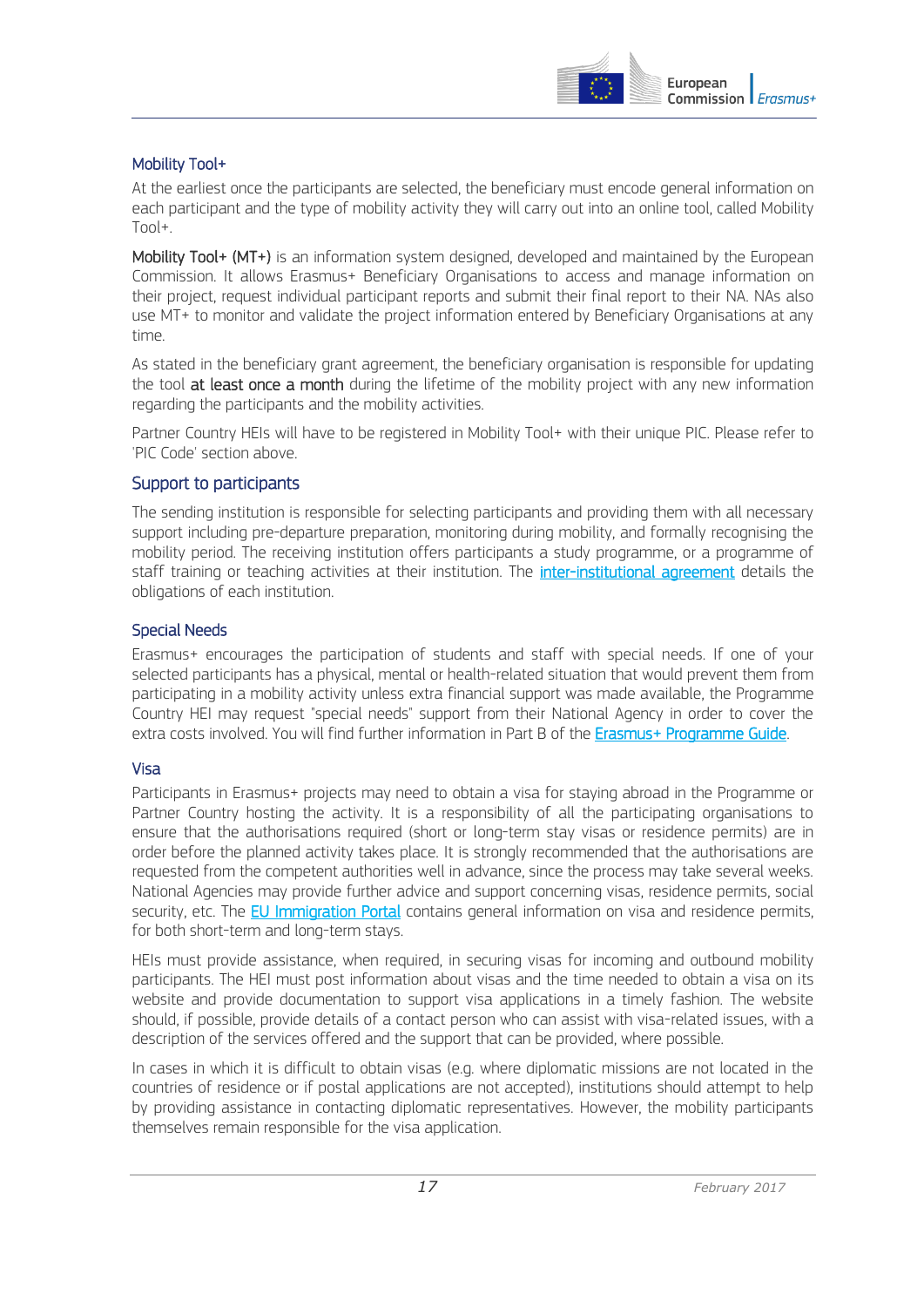### Mobility Tool+

At the earliest once the participants are selected, the beneficiary must encode general information on each participant and the type of mobility activity they will carry out into an online tool, called Mobility Tool+.

**Mobility Tool+ (MT+)** is an information system designed, developed and maintained by the European Commission. It allows Erasmus+ Beneficiary Organisations to access and manage information on their project, request individual participant reports and submit their final report to their NA. NAs also use MT+ to monitor and validate the project information entered by Beneficiary Organisations at any time.

As stated in the beneficiary grant agreement, the beneficiary organisation is responsible for updating the tool **at least once a month** during the lifetime of the mobility project with any new information regarding the participants and the mobility activities.

Partner Country HEIs will have to be registered in Mobility Tool+ with their unique PIC. Please refer to 'PIC Code' section above.

### Support to participants

The sending institution is responsible for selecting participants and providing them with all necessary support including pre-departure preparation, monitoring during mobility, and formally recognising the mobility period. The receiving institution offers participants a study programme, or a programme of staff training or teaching activities at their institution. The inter-institutional agreement details the obligations of each institution.

### Special Needs

Erasmus+ encourages the participation of students and staff with special needs. If one of your selected participants has a physical, mental or health-related situation that would prevent them from participating in a mobility activity unless extra financial support was made available, the Programme Country HEI may request "special needs" support from their National Agency in order to cover the extra costs involved. You will find further information in Part B of the Erasmus+ Programme Guide.

### Visa

Participants in Erasmus+ projects may need to obtain a visa for staying abroad in the Programme or Partner Country hosting the activity. It is a responsibility of all the participating organisations to ensure that the authorisations required (short or long-term stay visas or residence permits) are in order before the planned activity takes place. It is strongly recommended that the authorisations are requested from the competent authorities well in advance, since the process may take several weeks. National Agencies may provide further advice and support concerning visas, residence permits, social security, etc. The EU Immigration Portal contains general information on visa and residence permits, for both short-term and long-term stays.

HEIs must provide assistance, when required, in securing visas for incoming and outbound mobility participants. The HEI must post information about visas and the time needed to obtain a visa on its website and provide documentation to support visa applications in a timely fashion. The website should, if possible, provide details of a contact person who can assist with visa-related issues, with a description of the services offered and the support that can be provided, where possible.

In cases in which it is difficult to obtain visas (e.g. where diplomatic missions are not located in the countries of residence or if postal applications are not accepted), institutions should attempt to help by providing assistance in contacting diplomatic representatives. However, the mobility participants themselves remain responsible for the visa application.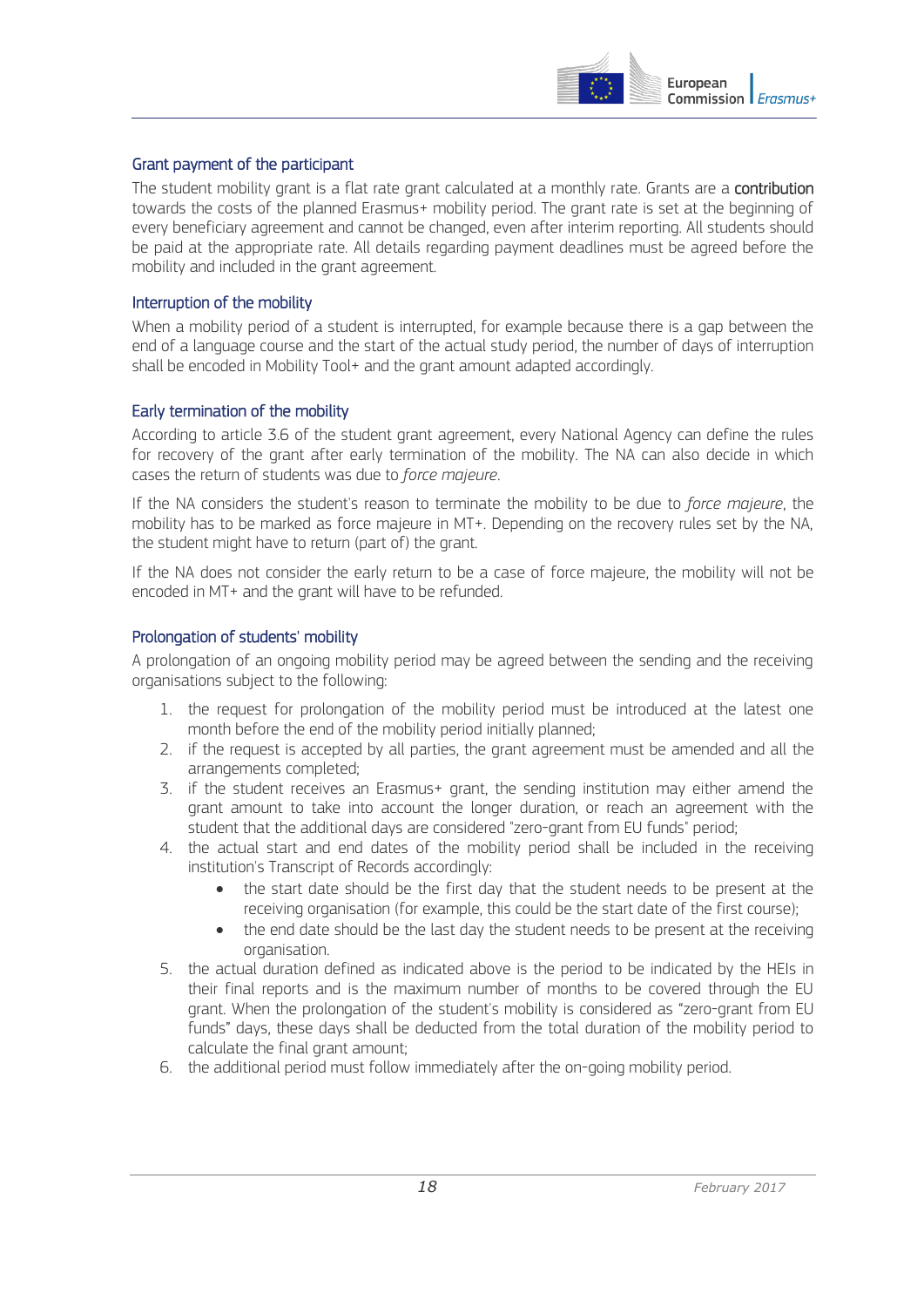## Grant payment of the participant

The student mobility grant is a flat rate grant calculated at a monthly rate. Grants are a **contribution** towards the costs of the planned Erasmus+ mobility period. The grant rate is set at the beginning of every beneficiary agreement and cannot be changed, even after interim reporting. All students should be paid at the appropriate rate. All details regarding payment deadlines must be agreed before the mobility and included in the grant agreement.

## Interruption of the mobility

When a mobility period of a student is interrupted, for example because there is a gap between the end of a language course and the start of the actual study period, the number of days of interruption shall be encoded in Mobility Tool+ and the grant amount adapted accordingly.

## Early termination of the mobility

According to article 3.6 of the student grant agreement, every National Agency can define the rules for recovery of the grant after early termination of the mobility. The NA can also decide in which cases the return of students was due to *force majeure*.

If the NA considers the student's reason to terminate the mobility to be due to *force majeure*, the mobility has to be marked as force majeure in MT+. Depending on the recovery rules set by the NA, the student might have to return (part of) the grant.

If the NA does not consider the early return to be a case of force majeure, the mobility will not be encoded in MT+ and the grant will have to be refunded.

## Prolongation of students' mobility

A prolongation of an ongoing mobility period may be agreed between the sending and the receiving organisations subject to the following:

1. the request for prolongation of the mobility period must be introduced at the latest one month before the end of the mobility period initially planned;
2. if the request is accepted by all parties, the grant agreement must be amended and all the arrangements completed;
3. if the student receives an Erasmus+ grant, the sending institution may either amend the grant amount to take into account the longer duration, or reach an agreement with the student that the additional days are considered "zero-grant from EU funds" period;
4. the actual start and end dates of the mobility period shall be included in the receiving institution's Transcript of Records accordingly:
    - the start date should be the first day that the student needs to be present at the receiving organisation (for example, this could be the start date of the first course);
    - the end date should be the last day the student needs to be present at the receiving organisation.
5. the actual duration defined as indicated above is the period to be indicated by the HEIs in their final reports and is the maximum number of months to be covered through the EU grant. When the prolongation of the student's mobility is considered as "zero-grant from EU funds" days, these days shall be deducted from the total duration of the mobility period to calculate the final grant amount;
6. the additional period must follow immediately after the on-going mobility period.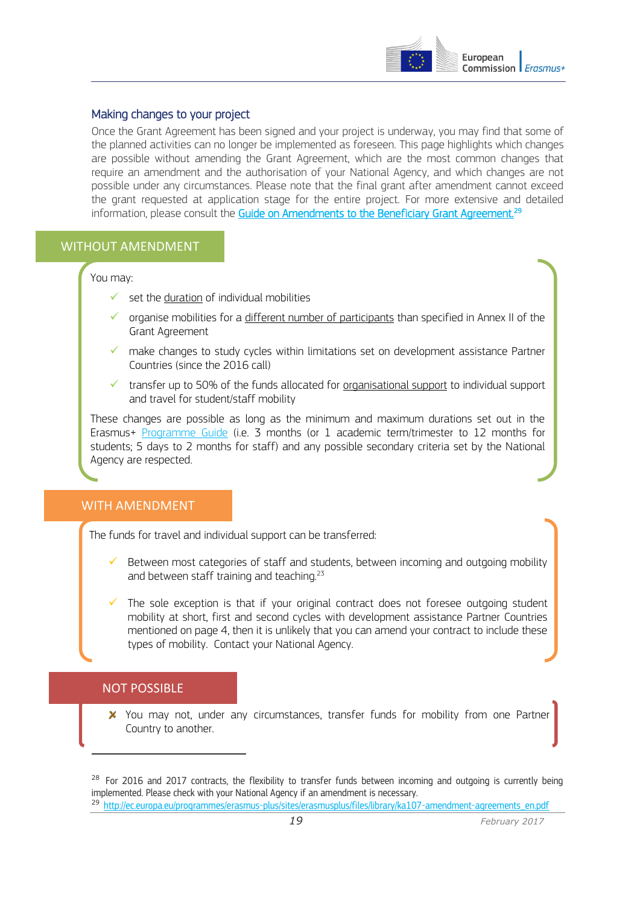## Making changes to your project

Once the Grant Agreement has been signed and your project is underway, you may find that some of the planned activities can no longer be implemented as foreseen. This page highlights which changes are possible without amending the Grant Agreement, which are the most common changes that require an amendment and the authorisation of your National Agency, and which changes are not possible under any circumstances. Please note that the final grant after amendment cannot exceed the grant requested at application stage for the entire project. For more extensive and detailed information, please consult the Guide on Amendments to the Beneficiary Grant Agreement.[29]

### WITHOUT AMENDMENT

You may:

- ✓ set the duration of individual mobilities
- ✓ organise mobilities for a different number of participants than specified in Annex II of the Grant Agreement
- ✓ make changes to study cycles within limitations set on development assistance Partner Countries (since the 2016 call)
- ✓ transfer up to 50% of the funds allocated for organisational support to individual support and travel for student/staff mobility

These changes are possible as long as the minimum and maximum durations set out in the Erasmus+ Programme Guide (i.e. 3 months (or 1 academic term/trimester to 12 months for students; 5 days to 2 months for staff) and any possible secondary criteria set by the National Agency are respected.

### WITH AMENDMENT

The funds for travel and individual support can be transferred:

- ✓ Between most categories of staff and students, between incoming and outgoing mobility and between staff training and teaching.[23]
- ✓ The sole exception is that if your original contract does not foresee outgoing student mobility at short, first and second cycles with development assistance Partner Countries mentioned on page 4, then it is unlikely that you can amend your contract to include these types of mobility. Contact your National Agency.

### NOT POSSIBLE

- ✗ You may not, under any circumstances, transfer funds for mobility from one Partner Country to another.

---

[28] For 2016 and 2017 contracts, the flexibility to transfer funds between incoming and outgoing is currently being implemented. Please check with your National Agency if an amendment is necessary.

[29] http://ec.europa.eu/programmes/erasmus-plus/sites/erasmusplus/files/library/ka107-amendment-agreements_en.pdf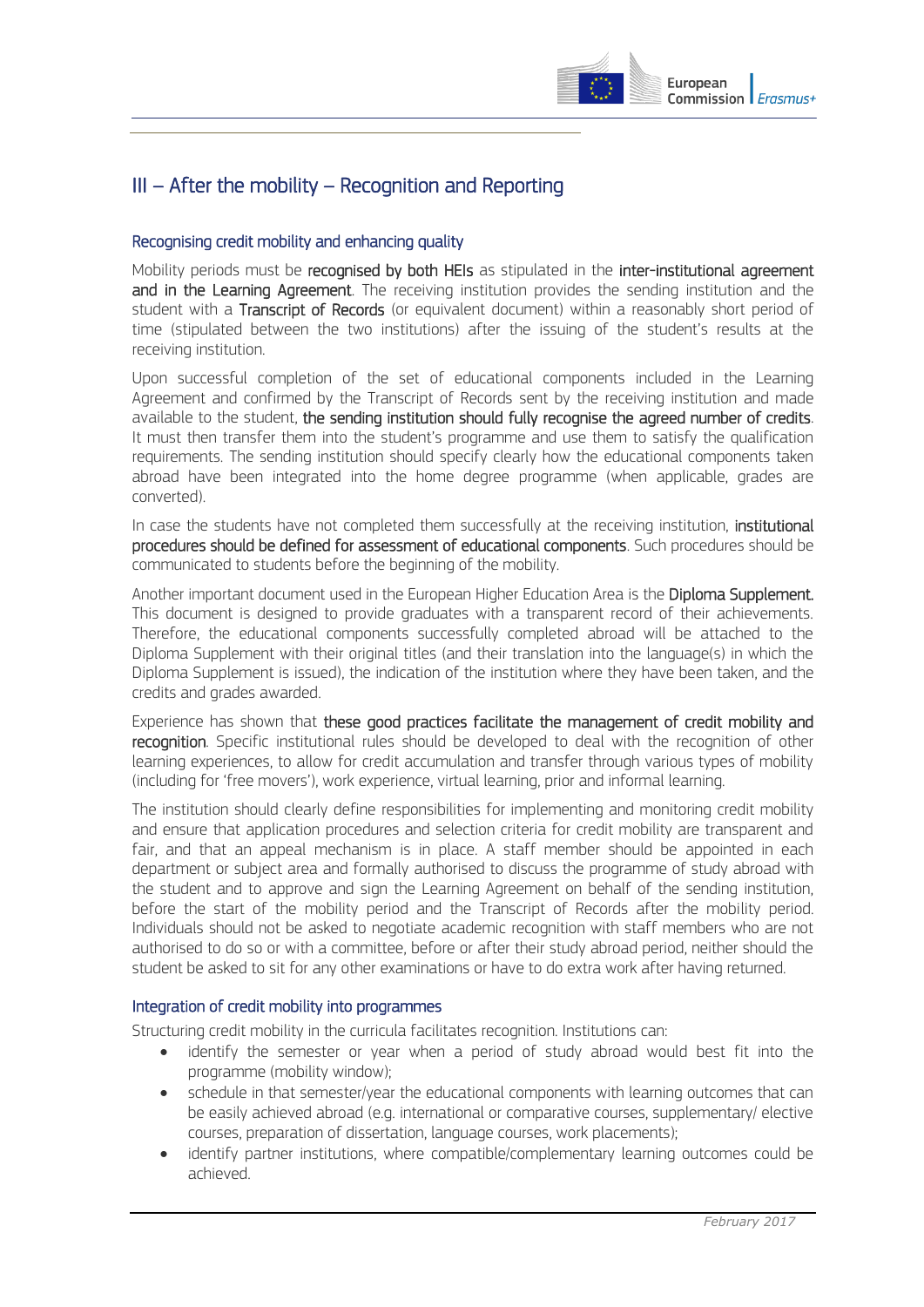## III – After the mobility – Recognition and Reporting

### Recognising credit mobility and enhancing quality

Mobility periods must be **recognised by both HEIs** as stipulated in the **inter-institutional agreement and in the Learning Agreement**. The receiving institution provides the sending institution and the student with a **Transcript of Records** (or equivalent document) within a reasonably short period of time (stipulated between the two institutions) after the issuing of the student's results at the receiving institution.

Upon successful completion of the set of educational components included in the Learning Agreement and confirmed by the Transcript of Records sent by the receiving institution and made available to the student, **the sending institution should fully recognise the agreed number of credits**. It must then transfer them into the student's programme and use them to satisfy the qualification requirements. The sending institution should specify clearly how the educational components taken abroad have been integrated into the home degree programme (when applicable, grades are converted).

In case the students have not completed them successfully at the receiving institution, **institutional procedures should be defined for assessment of educational components**. Such procedures should be communicated to students before the beginning of the mobility.

Another important document used in the European Higher Education Area is the **Diploma Supplement.** This document is designed to provide graduates with a transparent record of their achievements. Therefore, the educational components successfully completed abroad will be attached to the Diploma Supplement with their original titles (and their translation into the language(s) in which the Diploma Supplement is issued), the indication of the institution where they have been taken, and the credits and grades awarded.

Experience has shown that **these good practices facilitate the management of credit mobility and recognition**. Specific institutional rules should be developed to deal with the recognition of other learning experiences, to allow for credit accumulation and transfer through various types of mobility (including for 'free movers'), work experience, virtual learning, prior and informal learning.

The institution should clearly define responsibilities for implementing and monitoring credit mobility and ensure that application procedures and selection criteria for credit mobility are transparent and fair, and that an appeal mechanism is in place. A staff member should be appointed in each department or subject area and formally authorised to discuss the programme of study abroad with the student and to approve and sign the Learning Agreement on behalf of the sending institution, before the start of the mobility period and the Transcript of Records after the mobility period. Individuals should not be asked to negotiate academic recognition with staff members who are not authorised to do so or with a committee, before or after their study abroad period, neither should the student be asked to sit for any other examinations or have to do extra work after having returned.

### Integration of credit mobility into programmes

Structuring credit mobility in the curricula facilitates recognition. Institutions can:

- identify the semester or year when a period of study abroad would best fit into the programme (mobility window);
- schedule in that semester/year the educational components with learning outcomes that can be easily achieved abroad (e.g. international or comparative courses, supplementary/ elective courses, preparation of dissertation, language courses, work placements);
- identify partner institutions, where compatible/complementary learning outcomes could be achieved.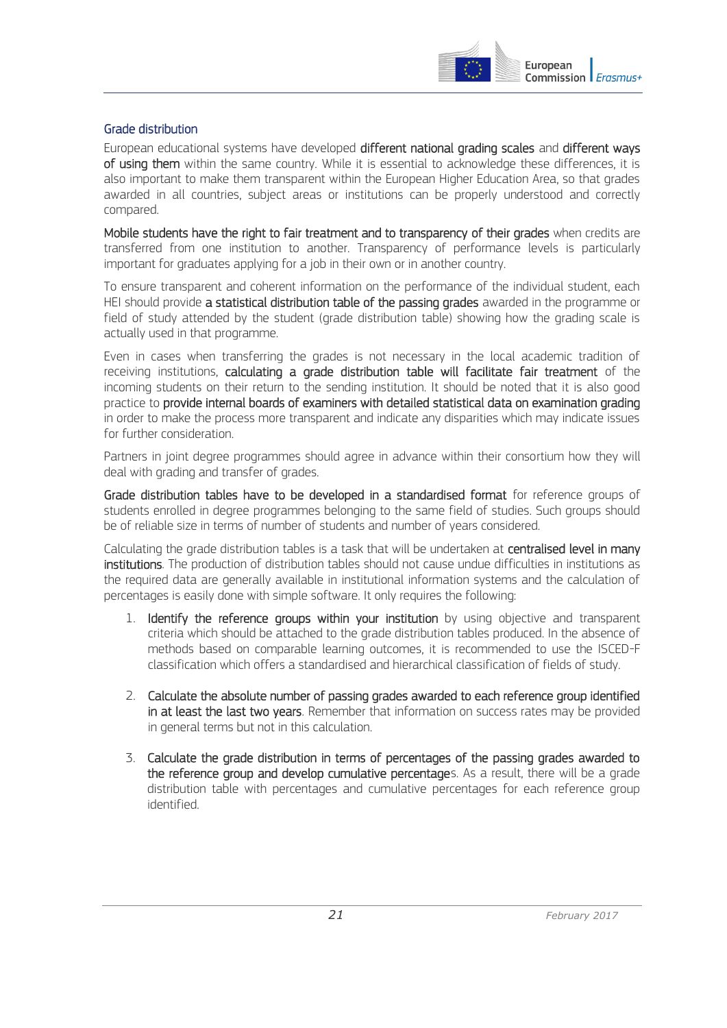## Grade distribution

European educational systems have developed **different national grading scales** and **different ways of using them** within the same country. While it is essential to acknowledge these differences, it is also important to make them transparent within the European Higher Education Area, so that grades awarded in all countries, subject areas or institutions can be properly understood and correctly compared.

**Mobile students have the right to fair treatment and to transparency of their grades** when credits are transferred from one institution to another. Transparency of performance levels is particularly important for graduates applying for a job in their own or in another country.

To ensure transparent and coherent information on the performance of the individual student, each HEI should provide **a statistical distribution table of the passing grades** awarded in the programme or field of study attended by the student (grade distribution table) showing how the grading scale is actually used in that programme.

Even in cases when transferring the grades is not necessary in the local academic tradition of receiving institutions, **calculating a grade distribution table will facilitate fair treatment** of the incoming students on their return to the sending institution. It should be noted that it is also good practice to **provide internal boards of examiners with detailed statistical data on examination grading** in order to make the process more transparent and indicate any disparities which may indicate issues for further consideration.

Partners in joint degree programmes should agree in advance within their consortium how they will deal with grading and transfer of grades.

**Grade distribution tables have to be developed in a standardised format** for reference groups of students enrolled in degree programmes belonging to the same field of studies. Such groups should be of reliable size in terms of number of students and number of years considered.

Calculating the grade distribution tables is a task that will be undertaken at **centralised level in many institutions**. The production of distribution tables should not cause undue difficulties in institutions as the required data are generally available in institutional information systems and the calculation of percentages is easily done with simple software. It only requires the following:

1. **Identify the reference groups within your institution** by using objective and transparent criteria which should be attached to the grade distribution tables produced. In the absence of methods based on comparable learning outcomes, it is recommended to use the ISCED-F classification which offers a standardised and hierarchical classification of fields of study.

2. **Calculate the absolute number of passing grades awarded to each reference group identified in at least the last two years**. Remember that information on success rates may be provided in general terms but not in this calculation.

3. **Calculate the grade distribution in terms of percentages of the passing grades awarded to the reference group and develop cumulative percentage**s. As a result, there will be a grade distribution table with percentages and cumulative percentages for each reference group identified.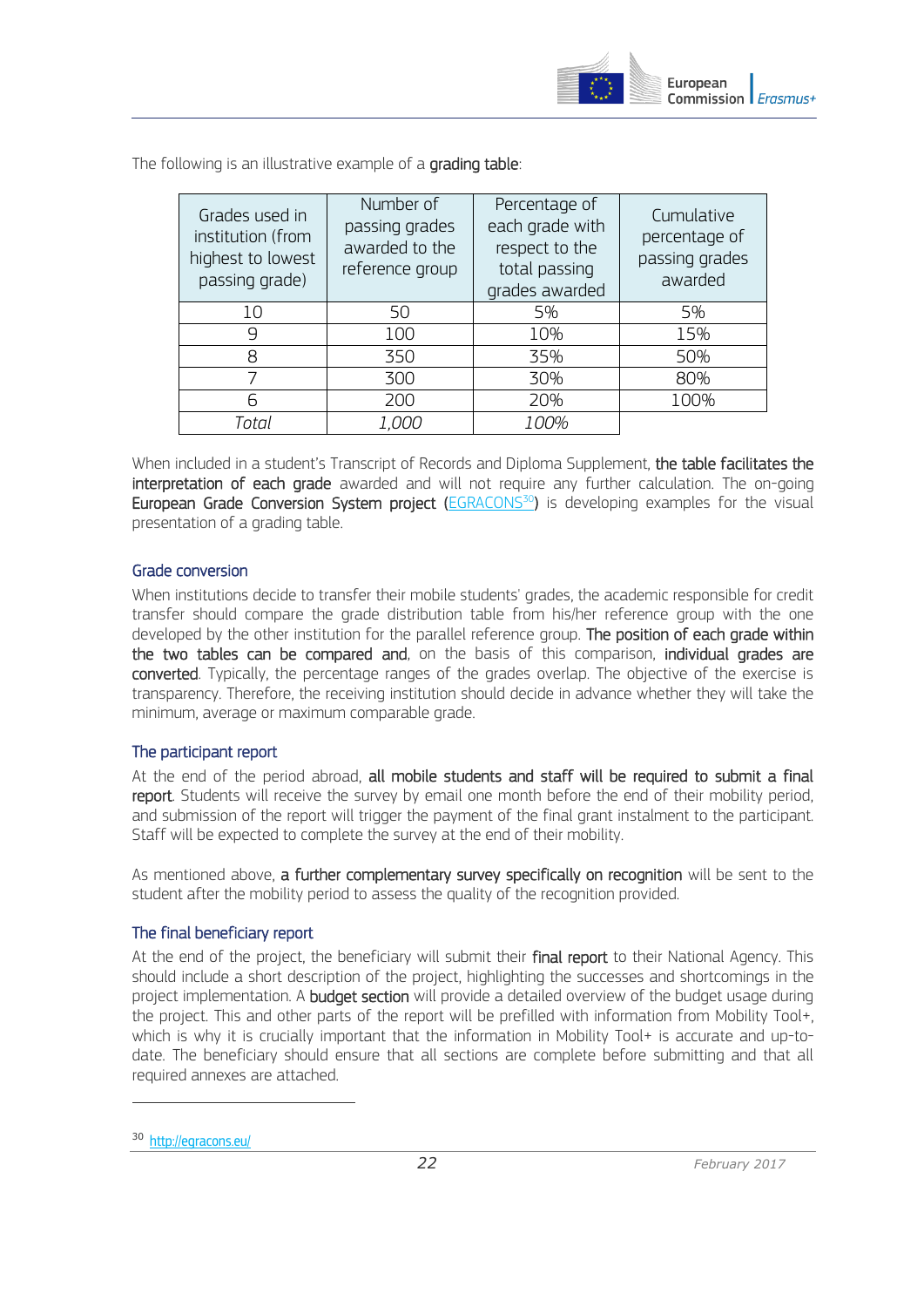The following is an illustrative example of a **grading table**:

| Grades used in institution (from highest to lowest passing grade) | Number of passing grades awarded to the reference group | Percentage of each grade with respect to the total passing grades awarded | Cumulative percentage of passing grades awarded |
|---|---|---|---|
| 10 | 50 | 5% | 5% |
| 9 | 100 | 10% | 15% |
| 8 | 350 | 35% | 50% |
| 7 | 300 | 30% | 80% |
| 6 | 200 | 20% | 100% |
| *Total* | *1,000* | *100%* | |

When included in a student's Transcript of Records and Diploma Supplement, **the table facilitates the interpretation of each grade** awarded and will not require any further calculation. The on-going **European Grade Conversion System project** (EGRACONS[30]) is developing examples for the visual presentation of a grading table.

### Grade conversion

When institutions decide to transfer their mobile students' grades, the academic responsible for credit transfer should compare the grade distribution table from his/her reference group with the one developed by the other institution for the parallel reference group. **The position of each grade within the two tables can be compared and**, on the basis of this comparison, **individual grades are converted**. Typically, the percentage ranges of the grades overlap. The objective of the exercise is transparency. Therefore, the receiving institution should decide in advance whether they will take the minimum, average or maximum comparable grade.

### The participant report

At the end of the period abroad, **all mobile students and staff will be required to submit a final report**. Students will receive the survey by email one month before the end of their mobility period, and submission of the report will trigger the payment of the final grant instalment to the participant. Staff will be expected to complete the survey at the end of their mobility.

As mentioned above, **a further complementary survey specifically on recognition** will be sent to the student after the mobility period to assess the quality of the recognition provided.

### The final beneficiary report

At the end of the project, the beneficiary will submit their **final report** to their National Agency. This should include a short description of the project, highlighting the successes and shortcomings in the project implementation. A **budget section** will provide a detailed overview of the budget usage during the project. This and other parts of the report will be prefilled with information from Mobility Tool+, which is why it is crucially important that the information in Mobility Tool+ is accurate and up-to-date. The beneficiary should ensure that all sections are complete before submitting and that all required annexes are attached.

---

[30] http://egracons.eu/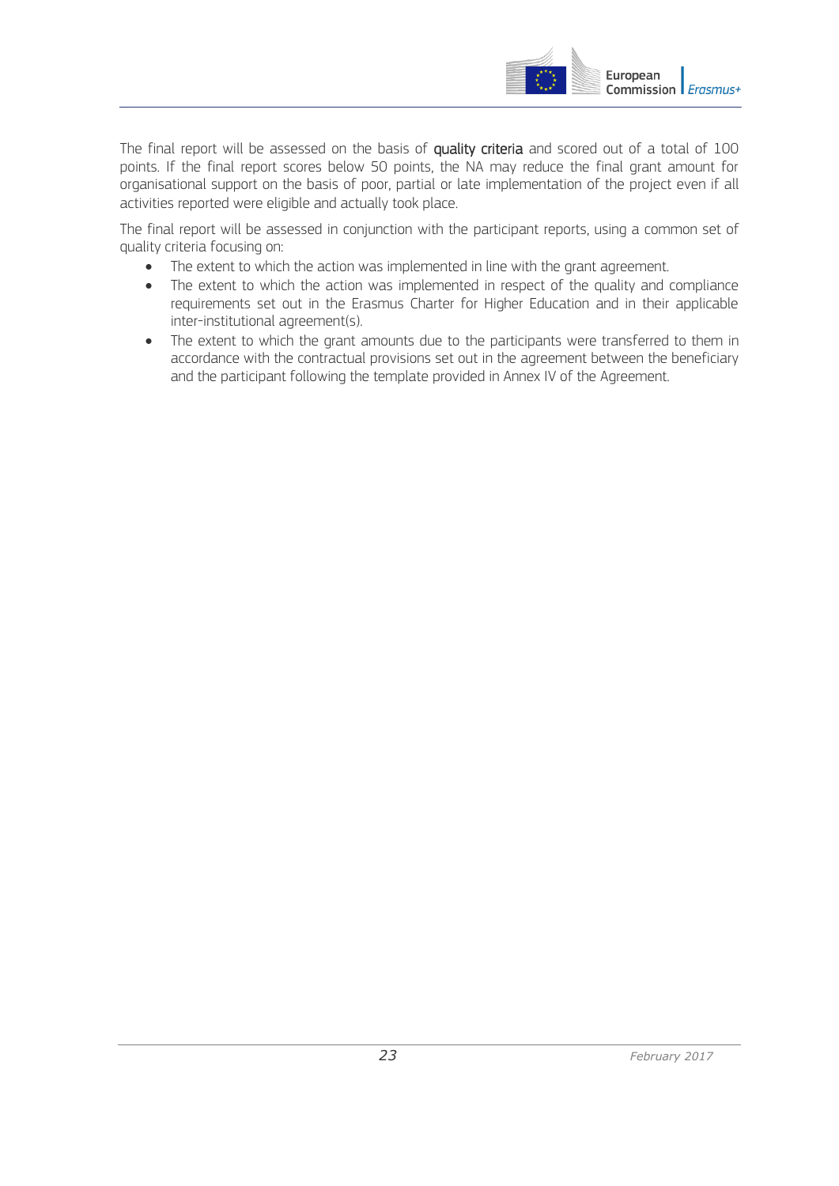The final report will be assessed on the basis of **quality criteria** and scored out of a total of 100 points. If the final report scores below 50 points, the NA may reduce the final grant amount for organisational support on the basis of poor, partial or late implementation of the project even if all activities reported were eligible and actually took place.

The final report will be assessed in conjunction with the participant reports, using a common set of quality criteria focusing on:

- The extent to which the action was implemented in line with the grant agreement.
- The extent to which the action was implemented in respect of the quality and compliance requirements set out in the Erasmus Charter for Higher Education and in their applicable inter-institutional agreement(s).
- The extent to which the grant amounts due to the participants were transferred to them in accordance with the contractual provisions set out in the agreement between the beneficiary and the participant following the template provided in Annex IV of the Agreement.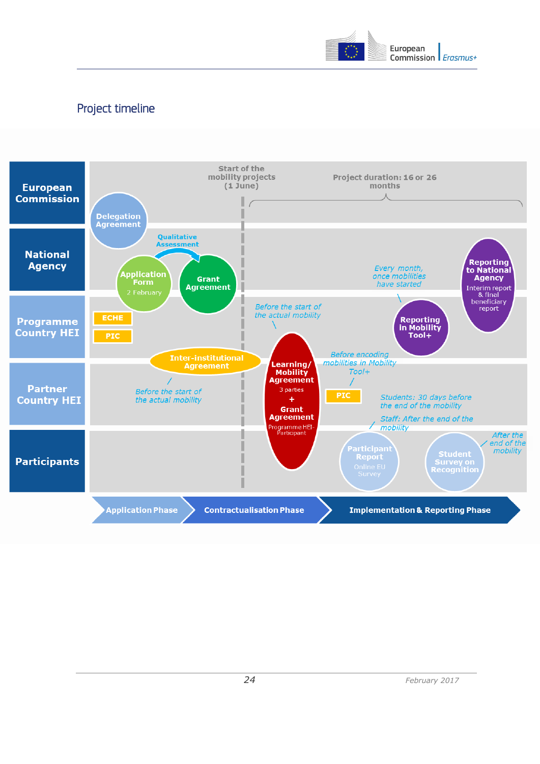## Project timeline

**European Commission**

**National Agency**

**Programme Country HEI**

**Partner Country HEI**

**Participants**

Start of the mobility projects (1 June)

Project duration: 16 or 26 months

Delegation Agreement

Qualitative Assessment

Application Form
2 February

Grant Agreement

ECHE

PIC

Inter-institutional Agreement

*Before the start of the actual mobility*

*Before the start of the actual mobility*

Learning/ Mobility Agreement
3 parties
+
Grant Agreement
Programme HEI-Participant

*Every month, once mobilities have started*

Reporting in Mobility Tool+

Reporting to National Agency
Interim report & final beneficiary report

*Before encoding mobilities in Mobility Tool+*

PIC

*Students: 30 days before the end of the mobility*

*Staff: After the end of the mobility*

*After the end of the mobility*

Participant Report
Online EU Survey

Student Survey on Recognition

Application Phase → Contractualisation Phase → Implementation & Reporting Phase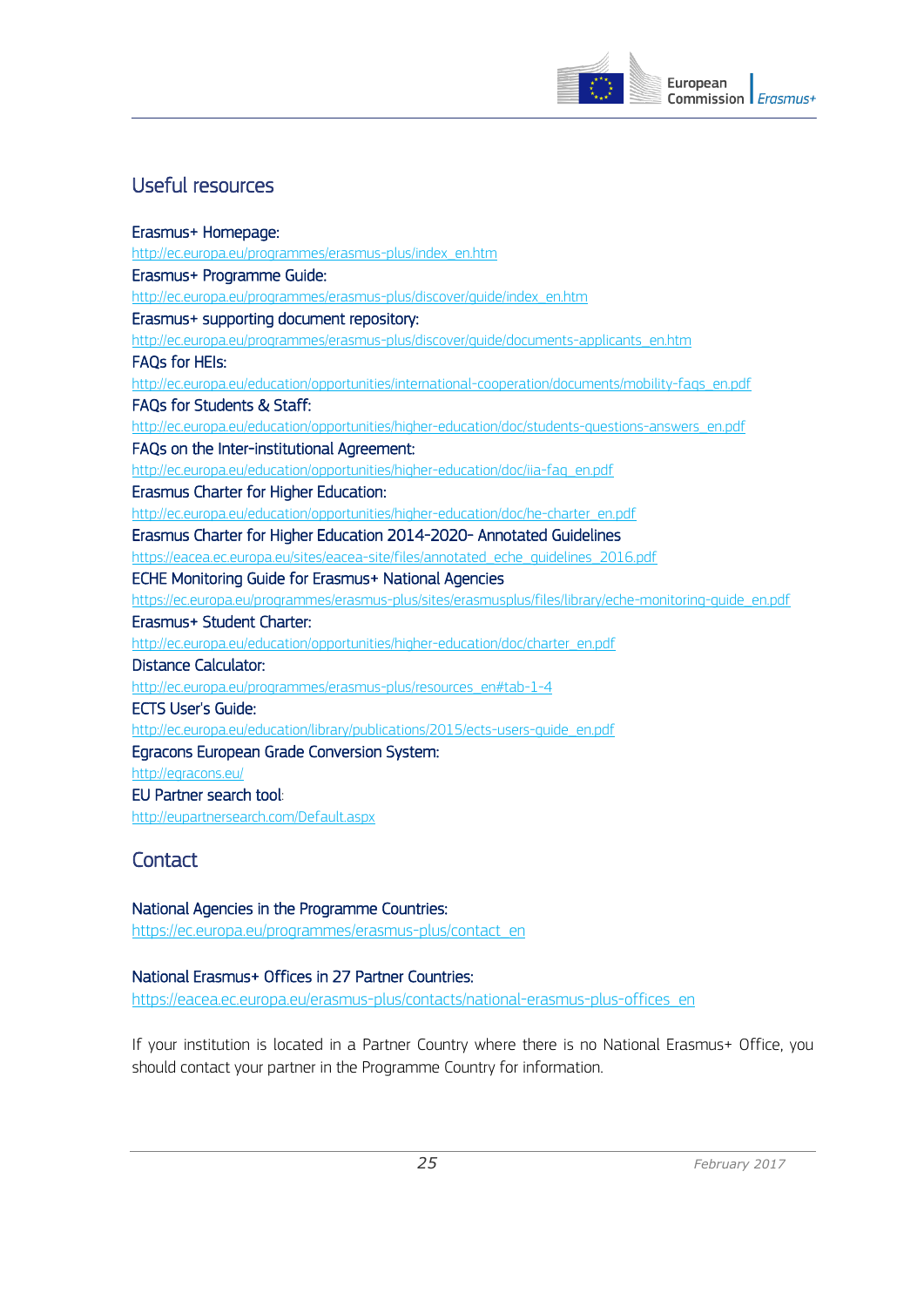## Useful resources

Erasmus+ Homepage:
http://ec.europa.eu/programmes/erasmus-plus/index_en.htm

Erasmus+ Programme Guide:
http://ec.europa.eu/programmes/erasmus-plus/discover/guide/index_en.htm

Erasmus+ supporting document repository:
http://ec.europa.eu/programmes/erasmus-plus/discover/guide/documents-applicants_en.htm

FAQs for HEIs:
http://ec.europa.eu/education/opportunities/international-cooperation/documents/mobility-faqs_en.pdf

FAQs for Students & Staff:
http://ec.europa.eu/education/opportunities/higher-education/doc/students-questions-answers_en.pdf

FAQs on the Inter-institutional Agreement:
http://ec.europa.eu/education/opportunities/higher-education/doc/iia-faq_en.pdf

Erasmus Charter for Higher Education:
http://ec.europa.eu/education/opportunities/higher-education/doc/he-charter_en.pdf

Erasmus Charter for Higher Education 2014-2020- Annotated Guidelines
https://eacea.ec.europa.eu/sites/eacea-site/files/annotated_eche_guidelines_2016.pdf

ECHE Monitoring Guide for Erasmus+ National Agencies
https://ec.europa.eu/programmes/erasmus-plus/sites/erasmusplus/files/library/eche-monitoring-guide_en.pdf

Erasmus+ Student Charter:
http://ec.europa.eu/education/opportunities/higher-education/doc/charter_en.pdf

Distance Calculator:
http://ec.europa.eu/programmes/erasmus-plus/resources_en#tab-1-4

ECTS User's Guide:
http://ec.europa.eu/education/library/publications/2015/ects-users-guide_en.pdf

Egracons European Grade Conversion System:
http://egracons.eu/

EU Partner search tool:
http://eupartnersearch.com/Default.aspx

## Contact

National Agencies in the Programme Countries:
https://ec.europa.eu/programmes/erasmus-plus/contact_en

National Erasmus+ Offices in 27 Partner Countries:
https://eacea.ec.europa.eu/erasmus-plus/contacts/national-erasmus-plus-offices_en

If your institution is located in a Partner Country where there is no National Erasmus+ Office, you should contact your partner in the Programme Country for information.